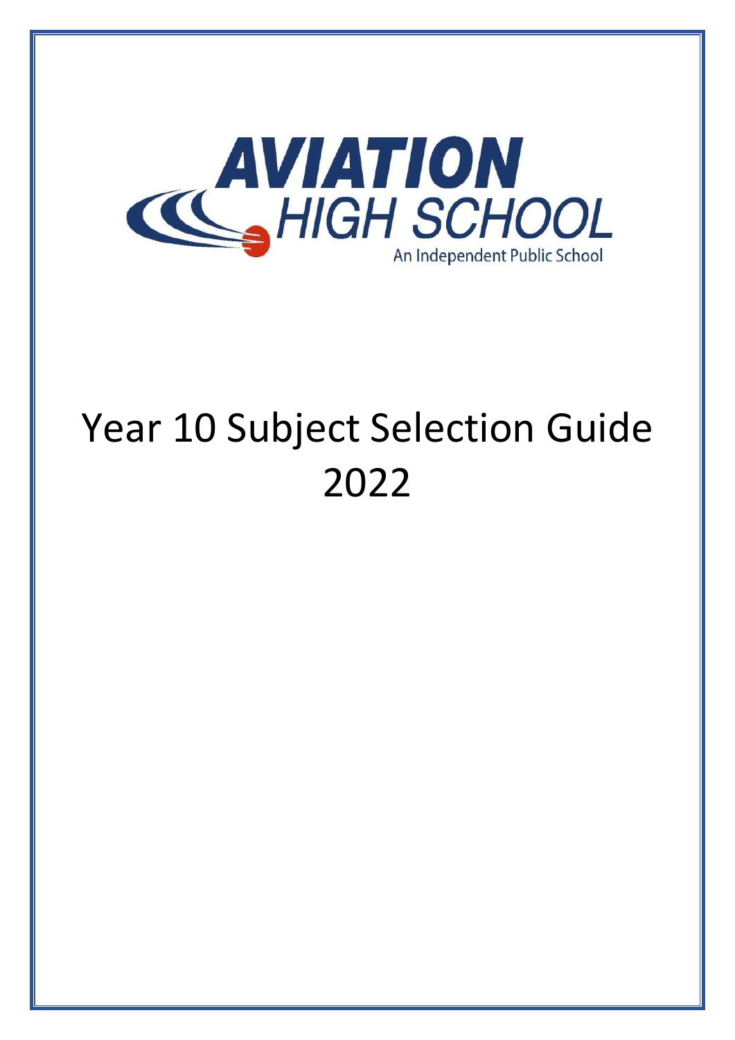AVIATION HIGH SCHOOL

An Independent Public School

# Year 10 Subject Selection Guide 2022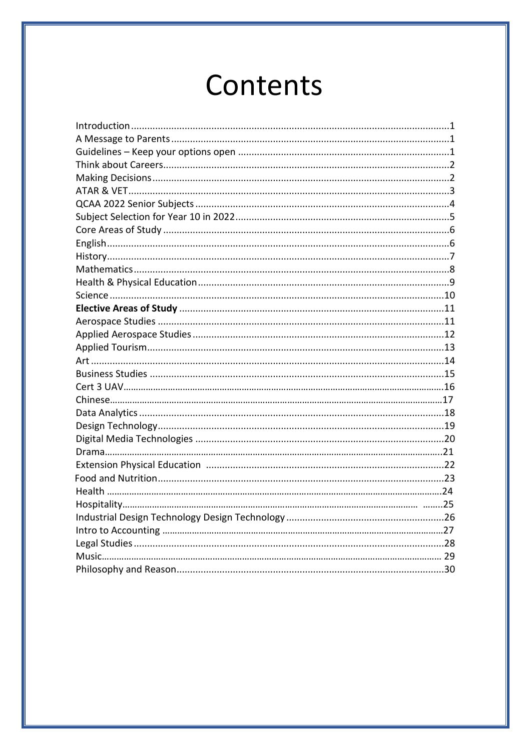# Contents

Introduction ........ 1
A Message to Parents ........ 1
Guidelines – Keep your options open ........ 1
Think about Careers ........ 2
Making Decisions ........ 2
ATAR & VET ........ 3
QCAA 2022 Senior Subjects ........ 4
Subject Selection for Year 10 in 2022 ........ 5
Core Areas of Study ........ 6
English ........ 6
History ........ 7
Mathematics ........ 8
Health & Physical Education ........ 9
Science ........ 10
**Elective Areas of Study** ........ 11
Aerospace Studies ........ 11
Applied Aerospace Studies ........ 12
Applied Tourism ........ 13
Art ........ 14
Business Studies ........ 15
Cert 3 UAV ........ 16
Chinese ........ 17
Data Analytics ........ 18
Design Technology ........ 19
Digital Media Technologies ........ 20
Drama ........ 21
Extension Physical Education ........ 22
Food and Nutrition ........ 23
Health ........ 24
Hospitality ........ 25
Industrial Design Technology Design Technology ........ 26
Intro to Accounting ........ 27
Legal Studies ........ 28
Music ........ 29
Philosophy and Reason ........ 30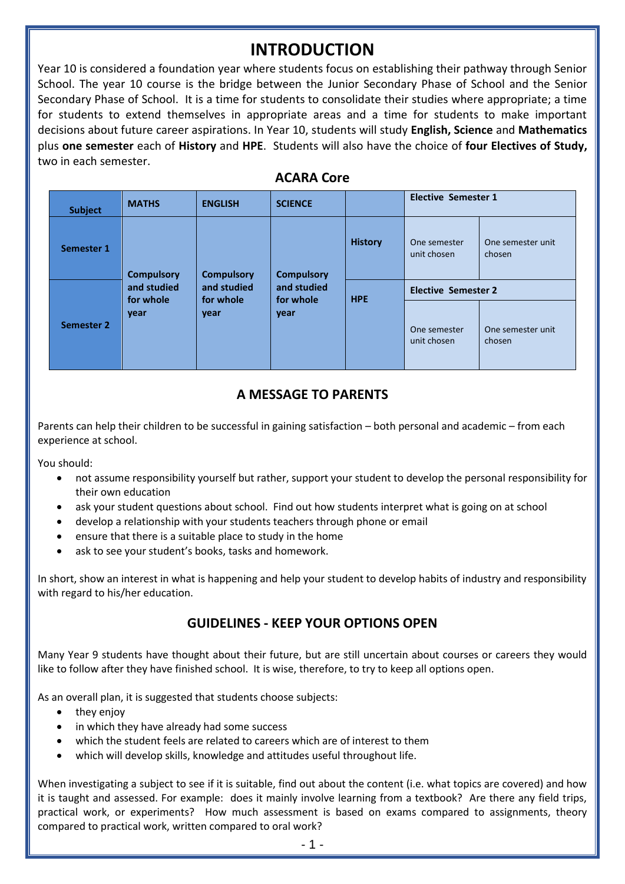# INTRODUCTION

Year 10 is considered a foundation year where students focus on establishing their pathway through Senior School. The year 10 course is the bridge between the Junior Secondary Phase of School and the Senior Secondary Phase of School. It is a time for students to consolidate their studies where appropriate; a time for students to extend themselves in appropriate areas and a time for students to make important decisions about future career aspirations. In Year 10, students will study **English, Science** and **Mathematics** plus **one semester** each of **History** and **HPE**. Students will also have the choice of **four Electives of Study,** two in each semester.

### ACARA Core

| Subject | MATHS | ENGLISH | SCIENCE | | Elective Semester 1 | |
|---|---|---|---|---|---|---|
| Semester 1 | Compulsory and studied for whole year | Compulsory and studied for whole year | Compulsory and studied for whole year | History | One semester unit chosen | One semester unit chosen |
| | | | | | Elective Semester 2 | |
| Semester 2 | | | | HPE | One semester unit chosen | One semester unit chosen |

## A MESSAGE TO PARENTS

Parents can help their children to be successful in gaining satisfaction – both personal and academic – from each experience at school.

You should:

- not assume responsibility yourself but rather, support your student to develop the personal responsibility for their own education
- ask your student questions about school. Find out how students interpret what is going on at school
- develop a relationship with your students teachers through phone or email
- ensure that there is a suitable place to study in the home
- ask to see your student's books, tasks and homework.

In short, show an interest in what is happening and help your student to develop habits of industry and responsibility with regard to his/her education.

## GUIDELINES - KEEP YOUR OPTIONS OPEN

Many Year 9 students have thought about their future, but are still uncertain about courses or careers they would like to follow after they have finished school. It is wise, therefore, to try to keep all options open.

As an overall plan, it is suggested that students choose subjects:

- they enjoy
- in which they have already had some success
- which the student feels are related to careers which are of interest to them
- which will develop skills, knowledge and attitudes useful throughout life.

When investigating a subject to see if it is suitable, find out about the content (i.e. what topics are covered) and how it is taught and assessed. For example: does it mainly involve learning from a textbook? Are there any field trips, practical work, or experiments? How much assessment is based on exams compared to assignments, theory compared to practical work, written compared to oral work?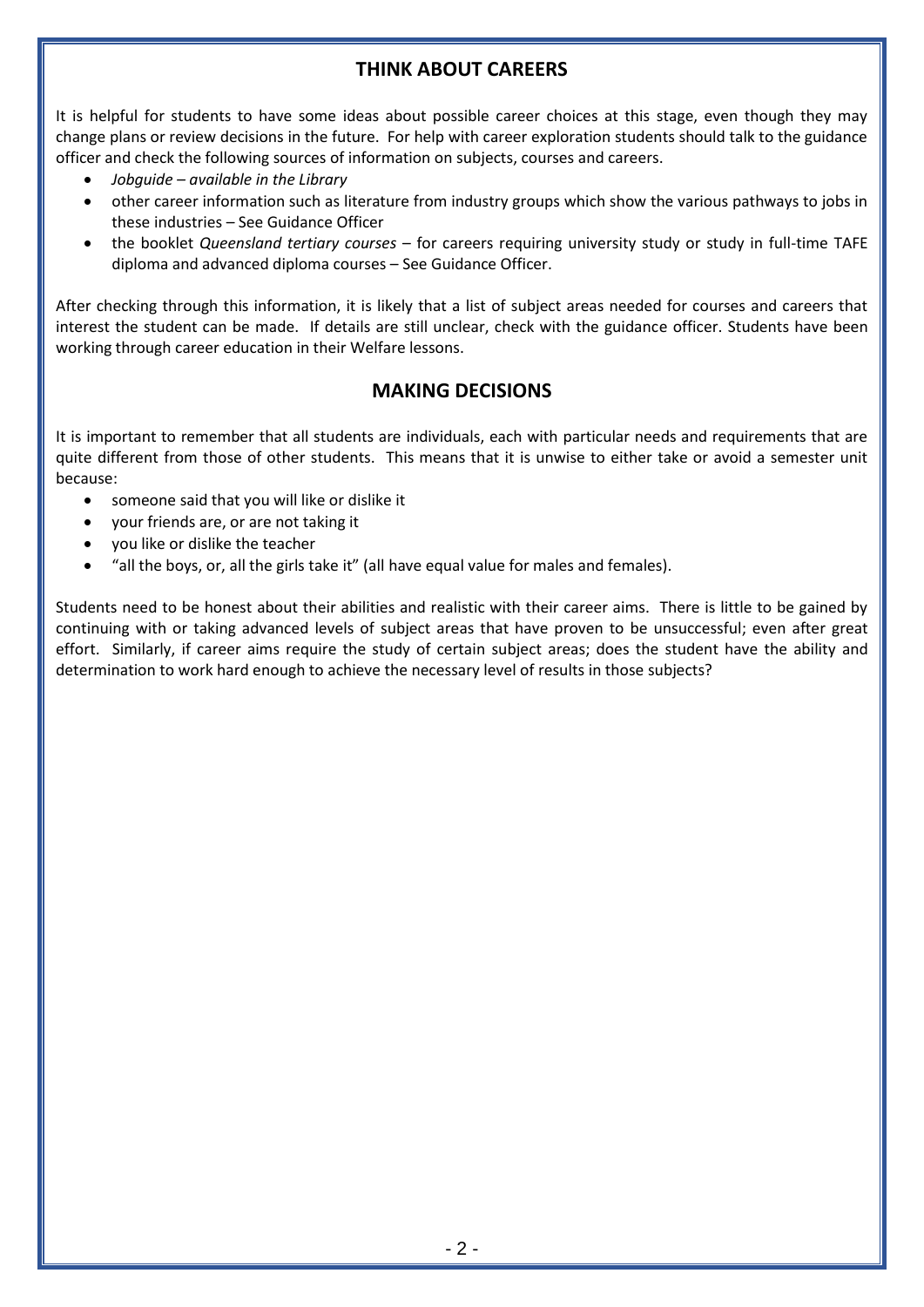## THINK ABOUT CAREERS

It is helpful for students to have some ideas about possible career choices at this stage, even though they may change plans or review decisions in the future. For help with career exploration students should talk to the guidance officer and check the following sources of information on subjects, courses and careers.

- *Jobguide – available in the Library*
- other career information such as literature from industry groups which show the various pathways to jobs in these industries – See Guidance Officer
- the booklet *Queensland tertiary courses* – for careers requiring university study or study in full-time TAFE diploma and advanced diploma courses – See Guidance Officer.

After checking through this information, it is likely that a list of subject areas needed for courses and careers that interest the student can be made. If details are still unclear, check with the guidance officer. Students have been working through career education in their Welfare lessons.

## MAKING DECISIONS

It is important to remember that all students are individuals, each with particular needs and requirements that are quite different from those of other students. This means that it is unwise to either take or avoid a semester unit because:

- someone said that you will like or dislike it
- your friends are, or are not taking it
- you like or dislike the teacher
- "all the boys, or, all the girls take it" (all have equal value for males and females).

Students need to be honest about their abilities and realistic with their career aims. There is little to be gained by continuing with or taking advanced levels of subject areas that have proven to be unsuccessful; even after great effort. Similarly, if career aims require the study of certain subject areas; does the student have the ability and determination to work hard enough to achieve the necessary level of results in those subjects?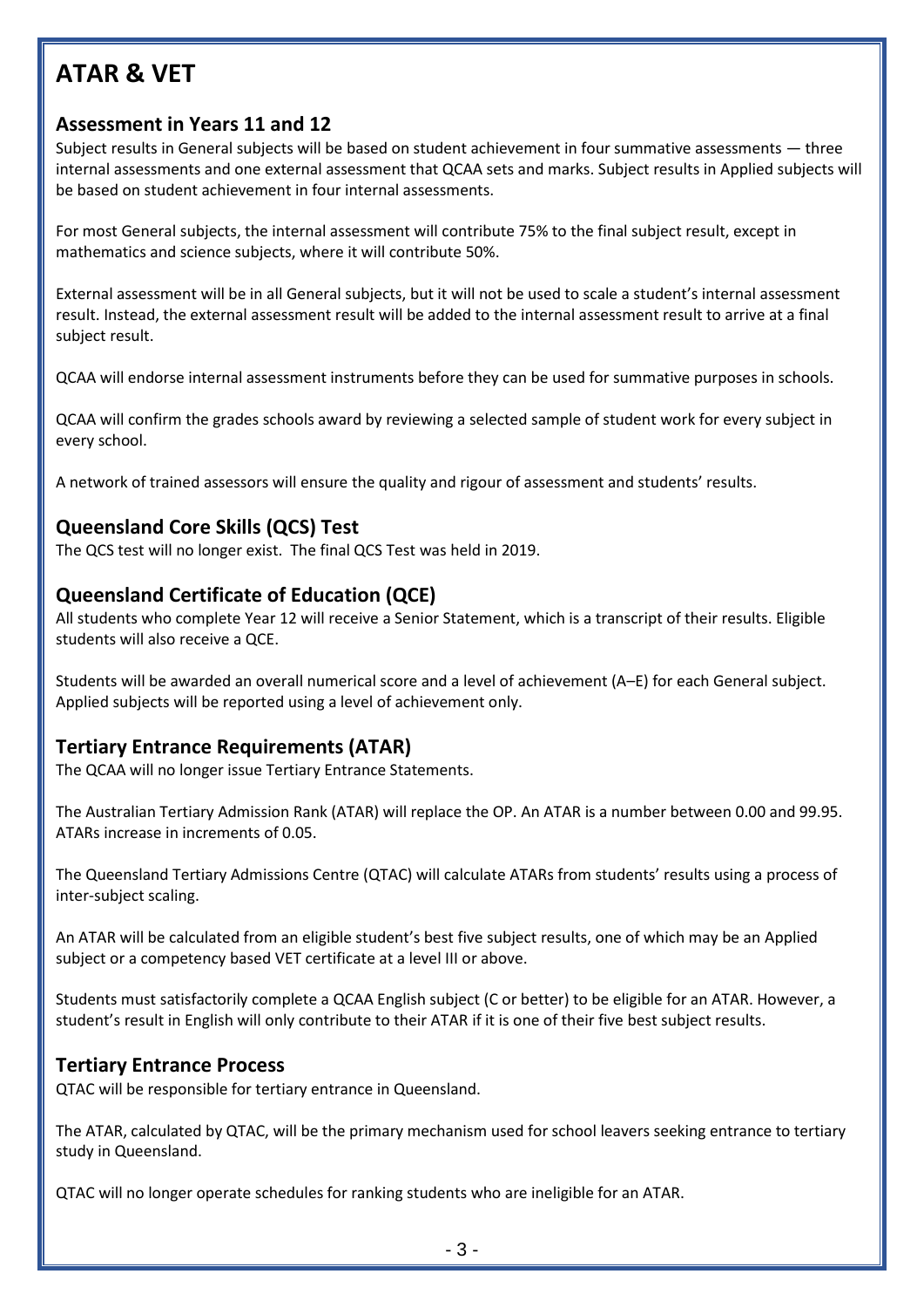# ATAR & VET

## Assessment in Years 11 and 12

Subject results in General subjects will be based on student achievement in four summative assessments — three internal assessments and one external assessment that QCAA sets and marks. Subject results in Applied subjects will be based on student achievement in four internal assessments.

For most General subjects, the internal assessment will contribute 75% to the final subject result, except in mathematics and science subjects, where it will contribute 50%.

External assessment will be in all General subjects, but it will not be used to scale a student's internal assessment result. Instead, the external assessment result will be added to the internal assessment result to arrive at a final subject result.

QCAA will endorse internal assessment instruments before they can be used for summative purposes in schools.

QCAA will confirm the grades schools award by reviewing a selected sample of student work for every subject in every school.

A network of trained assessors will ensure the quality and rigour of assessment and students' results.

## Queensland Core Skills (QCS) Test

The QCS test will no longer exist. The final QCS Test was held in 2019.

## Queensland Certificate of Education (QCE)

All students who complete Year 12 will receive a Senior Statement, which is a transcript of their results. Eligible students will also receive a QCE.

Students will be awarded an overall numerical score and a level of achievement (A–E) for each General subject. Applied subjects will be reported using a level of achievement only.

## Tertiary Entrance Requirements (ATAR)

The QCAA will no longer issue Tertiary Entrance Statements.

The Australian Tertiary Admission Rank (ATAR) will replace the OP. An ATAR is a number between 0.00 and 99.95. ATARs increase in increments of 0.05.

The Queensland Tertiary Admissions Centre (QTAC) will calculate ATARs from students' results using a process of inter-subject scaling.

An ATAR will be calculated from an eligible student's best five subject results, one of which may be an Applied subject or a competency based VET certificate at a level III or above.

Students must satisfactorily complete a QCAA English subject (C or better) to be eligible for an ATAR. However, a student's result in English will only contribute to their ATAR if it is one of their five best subject results.

## Tertiary Entrance Process

QTAC will be responsible for tertiary entrance in Queensland.

The ATAR, calculated by QTAC, will be the primary mechanism used for school leavers seeking entrance to tertiary study in Queensland.

QTAC will no longer operate schedules for ranking students who are ineligible for an ATAR.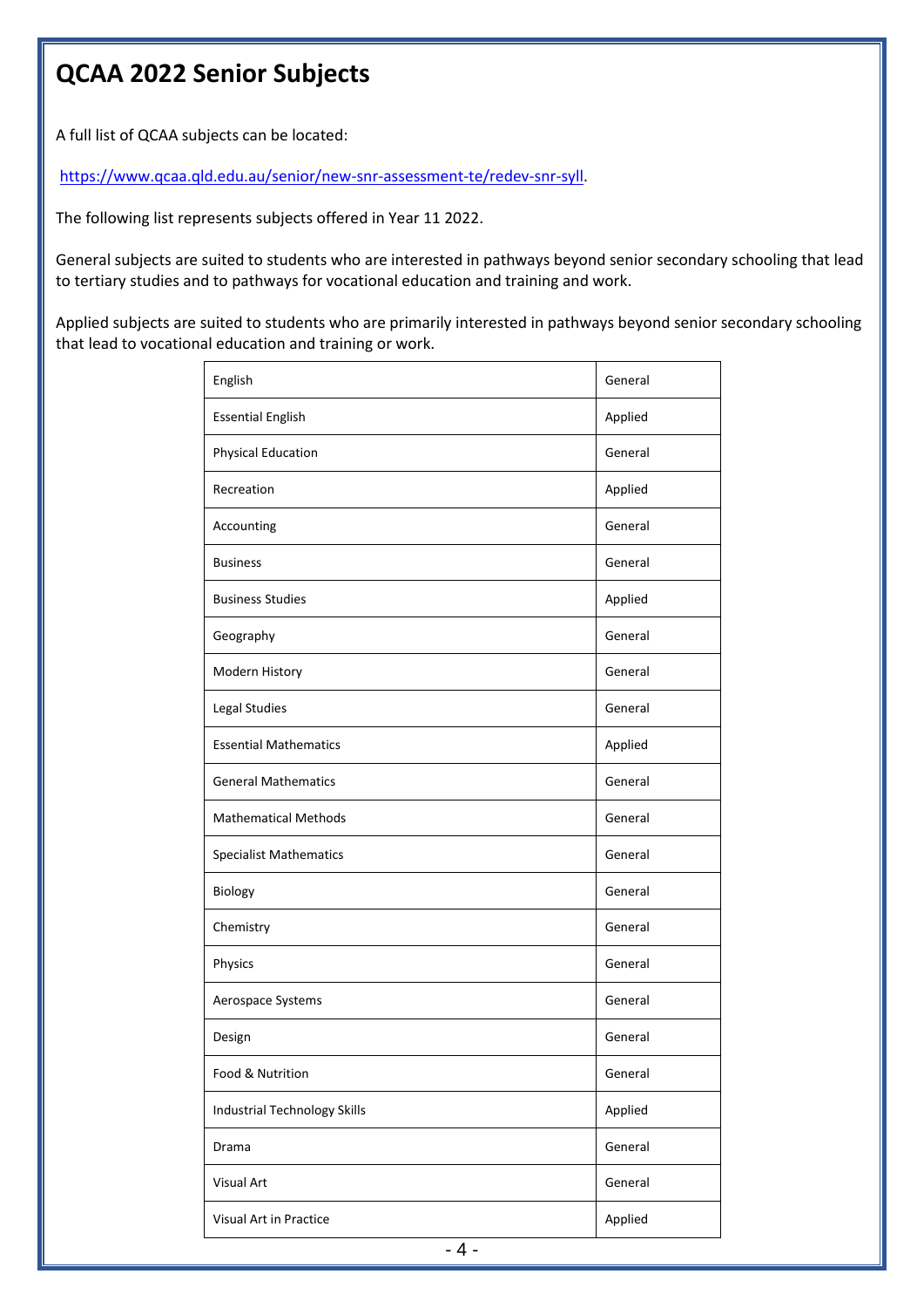# QCAA 2022 Senior Subjects

A full list of QCAA subjects can be located:

https://www.qcaa.qld.edu.au/senior/new-snr-assessment-te/redev-snr-syll.

The following list represents subjects offered in Year 11 2022.

General subjects are suited to students who are interested in pathways beyond senior secondary schooling that lead to tertiary studies and to pathways for vocational education and training and work.

Applied subjects are suited to students who are primarily interested in pathways beyond senior secondary schooling that lead to vocational education and training or work.

| | |
|---|---|
| English | General |
| Essential English | Applied |
| Physical Education | General |
| Recreation | Applied |
| Accounting | General |
| Business | General |
| Business Studies | Applied |
| Geography | General |
| Modern History | General |
| Legal Studies | General |
| Essential Mathematics | Applied |
| General Mathematics | General |
| Mathematical Methods | General |
| Specialist Mathematics | General |
| Biology | General |
| Chemistry | General |
| Physics | General |
| Aerospace Systems | General |
| Design | General |
| Food & Nutrition | General |
| Industrial Technology Skills | Applied |
| Drama | General |
| Visual Art | General |
| Visual Art in Practice | Applied |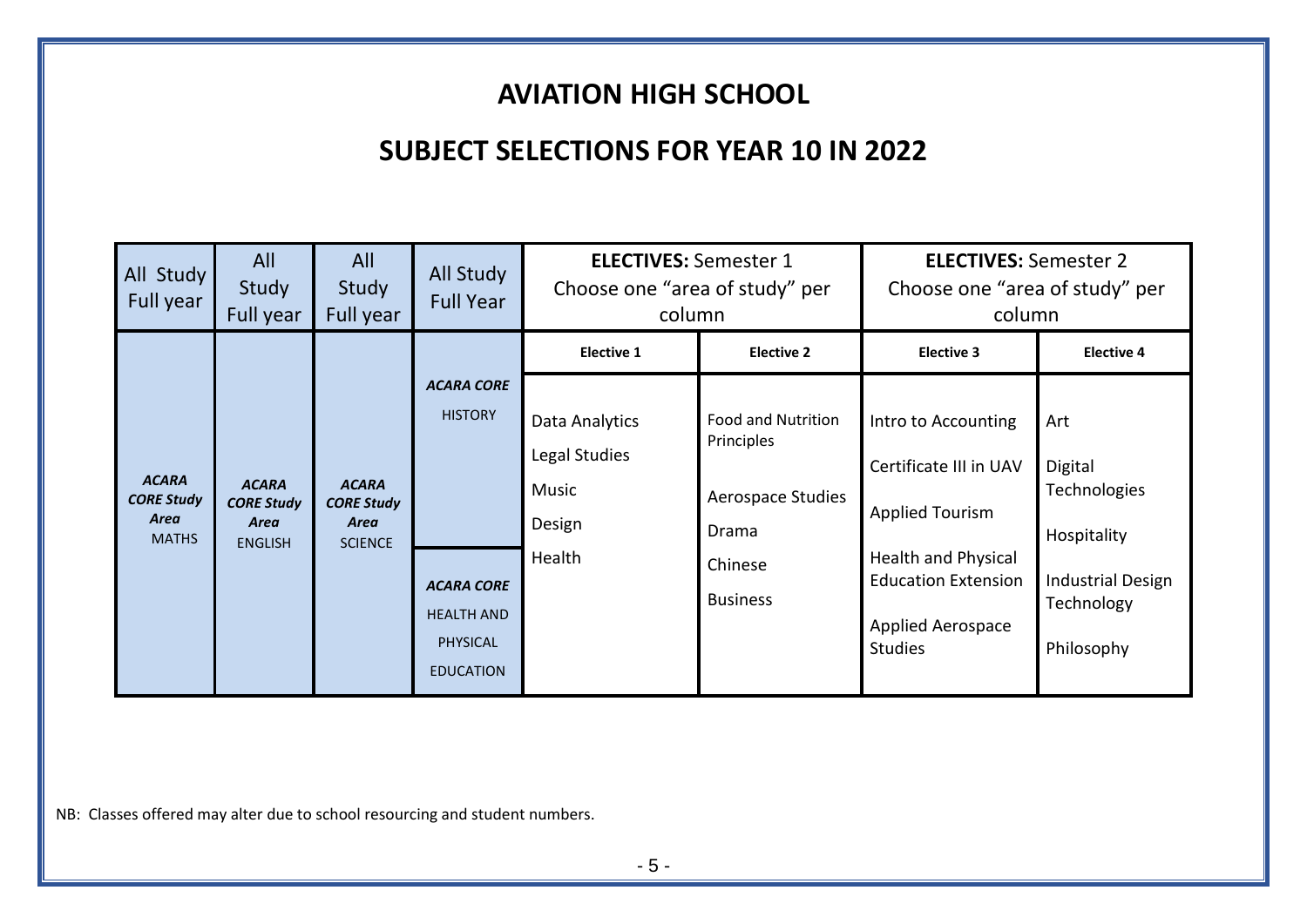# AVIATION HIGH SCHOOL

## SUBJECT SELECTIONS FOR YEAR 10 IN 2022

| All Study Full year | All Study Full year | All Study Full year | All Study Full Year | **ELECTIVES:** Semester 1 Choose one "area of study" per column | | **ELECTIVES:** Semester 2 Choose one "area of study" per column | |
|---|---|---|---|---|---|---|---|
| | | | | **Elective 1** | **Elective 2** | **Elective 3** | **Elective 4** |
| ***ACARA CORE Study Area*** MATHS | ***ACARA CORE Study Area*** ENGLISH | ***ACARA CORE Study Area*** SCIENCE | ***ACARA CORE*** HISTORY<br><br>***ACARA CORE*** HEALTH AND PHYSICAL EDUCATION | Data Analytics<br>Legal Studies<br>Music<br>Design<br>Health | Food and Nutrition Principles<br>Aerospace Studies<br>Drama<br>Chinese<br>Business | Intro to Accounting<br>Certificate III in UAV<br>Applied Tourism<br>Health and Physical Education Extension<br>Applied Aerospace Studies | Art<br>Digital Technologies<br>Hospitality<br>Industrial Design Technology<br>Philosophy |

NB: Classes offered may alter due to school resourcing and student numbers.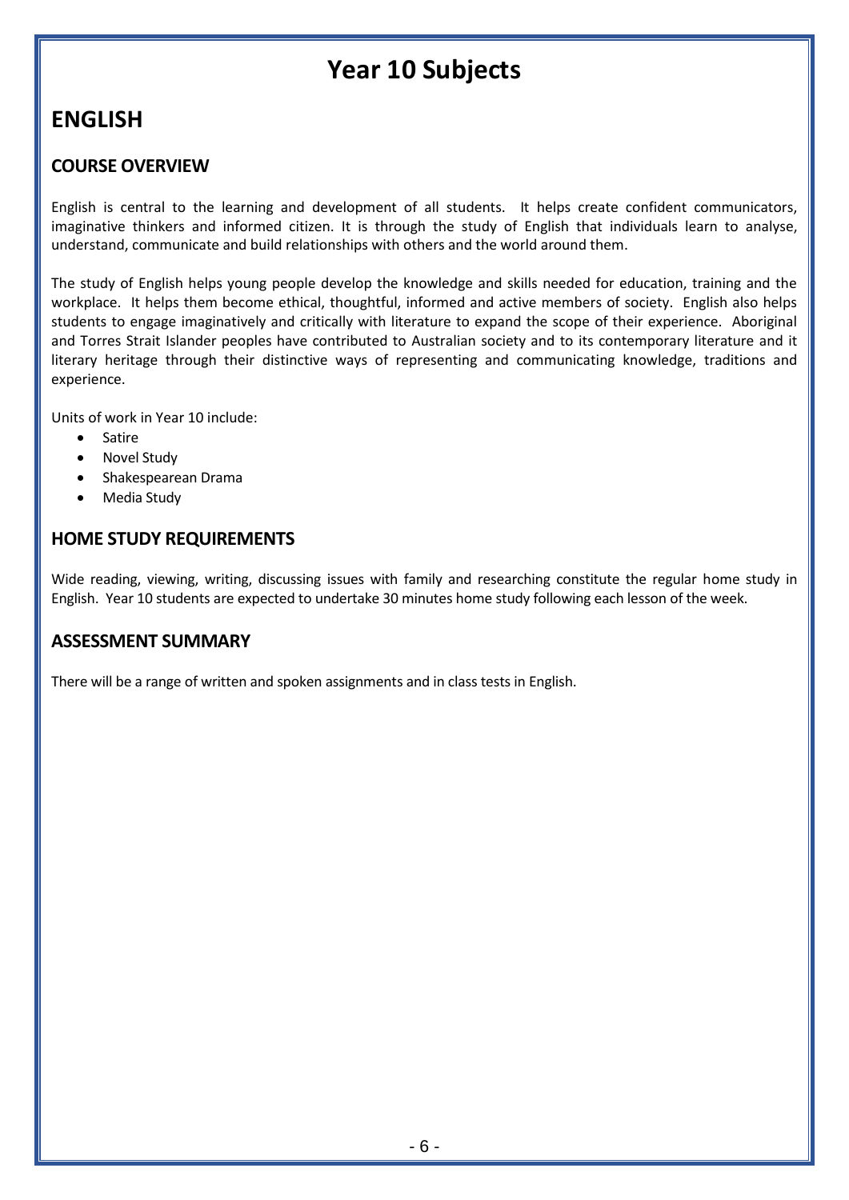# Year 10 Subjects

## ENGLISH

### COURSE OVERVIEW

English is central to the learning and development of all students. It helps create confident communicators, imaginative thinkers and informed citizen. It is through the study of English that individuals learn to analyse, understand, communicate and build relationships with others and the world around them.

The study of English helps young people develop the knowledge and skills needed for education, training and the workplace. It helps them become ethical, thoughtful, informed and active members of society. English also helps students to engage imaginatively and critically with literature to expand the scope of their experience. Aboriginal and Torres Strait Islander peoples have contributed to Australian society and to its contemporary literature and it literary heritage through their distinctive ways of representing and communicating knowledge, traditions and experience.

Units of work in Year 10 include:

- Satire
- Novel Study
- Shakespearean Drama
- Media Study

### HOME STUDY REQUIREMENTS

Wide reading, viewing, writing, discussing issues with family and researching constitute the regular home study in English. Year 10 students are expected to undertake 30 minutes home study following each lesson of the week.

### ASSESSMENT SUMMARY

There will be a range of written and spoken assignments and in class tests in English.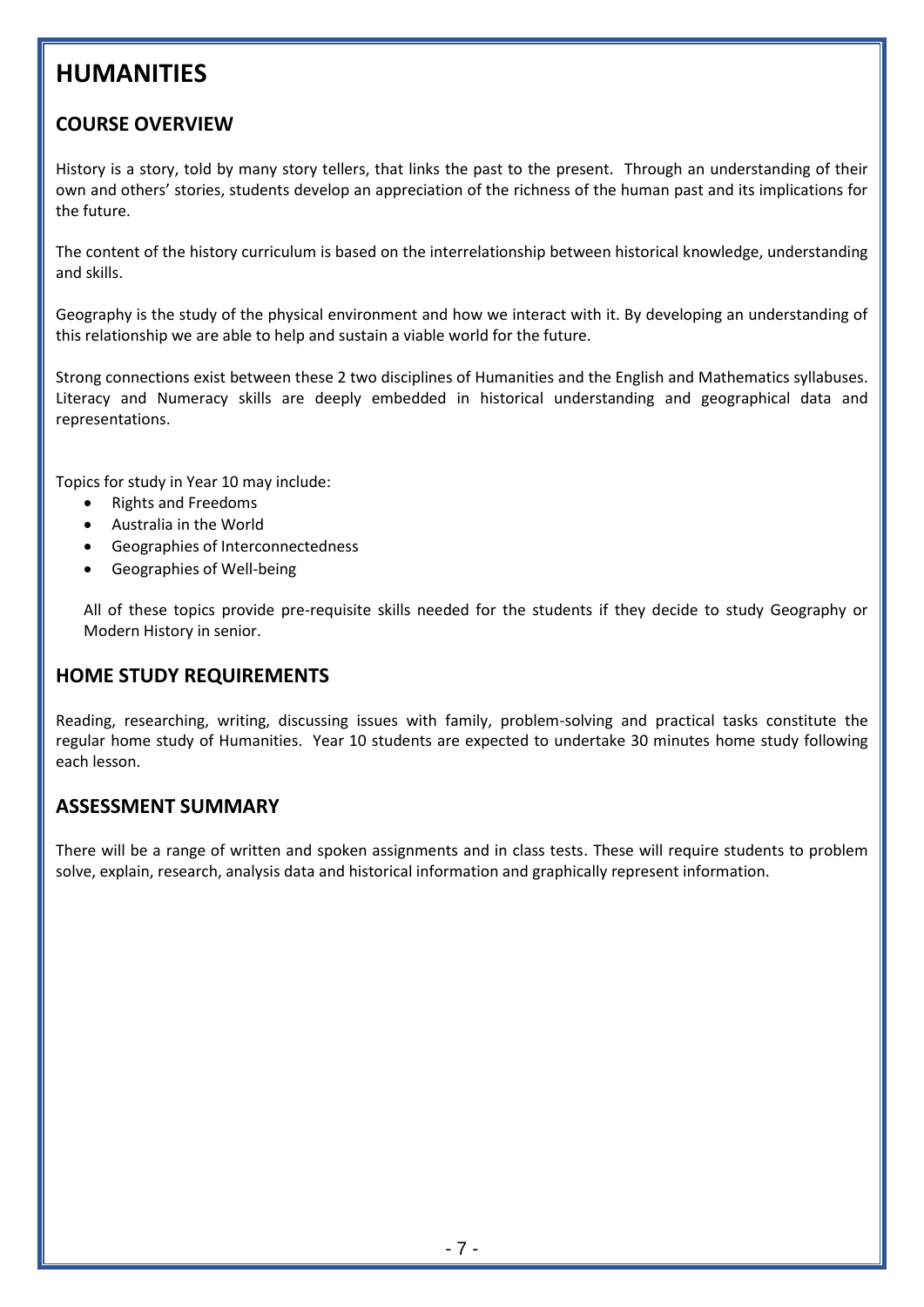# HUMANITIES

## COURSE OVERVIEW

History is a story, told by many story tellers, that links the past to the present. Through an understanding of their own and others' stories, students develop an appreciation of the richness of the human past and its implications for the future.

The content of the history curriculum is based on the interrelationship between historical knowledge, understanding and skills.

Geography is the study of the physical environment and how we interact with it. By developing an understanding of this relationship we are able to help and sustain a viable world for the future.

Strong connections exist between these 2 two disciplines of Humanities and the English and Mathematics syllabuses. Literacy and Numeracy skills are deeply embedded in historical understanding and geographical data and representations.

Topics for study in Year 10 may include:

- Rights and Freedoms
- Australia in the World
- Geographies of Interconnectedness
- Geographies of Well-being

All of these topics provide pre-requisite skills needed for the students if they decide to study Geography or Modern History in senior.

## HOME STUDY REQUIREMENTS

Reading, researching, writing, discussing issues with family, problem-solving and practical tasks constitute the regular home study of Humanities. Year 10 students are expected to undertake 30 minutes home study following each lesson.

## ASSESSMENT SUMMARY

There will be a range of written and spoken assignments and in class tests. These will require students to problem solve, explain, research, analysis data and historical information and graphically represent information.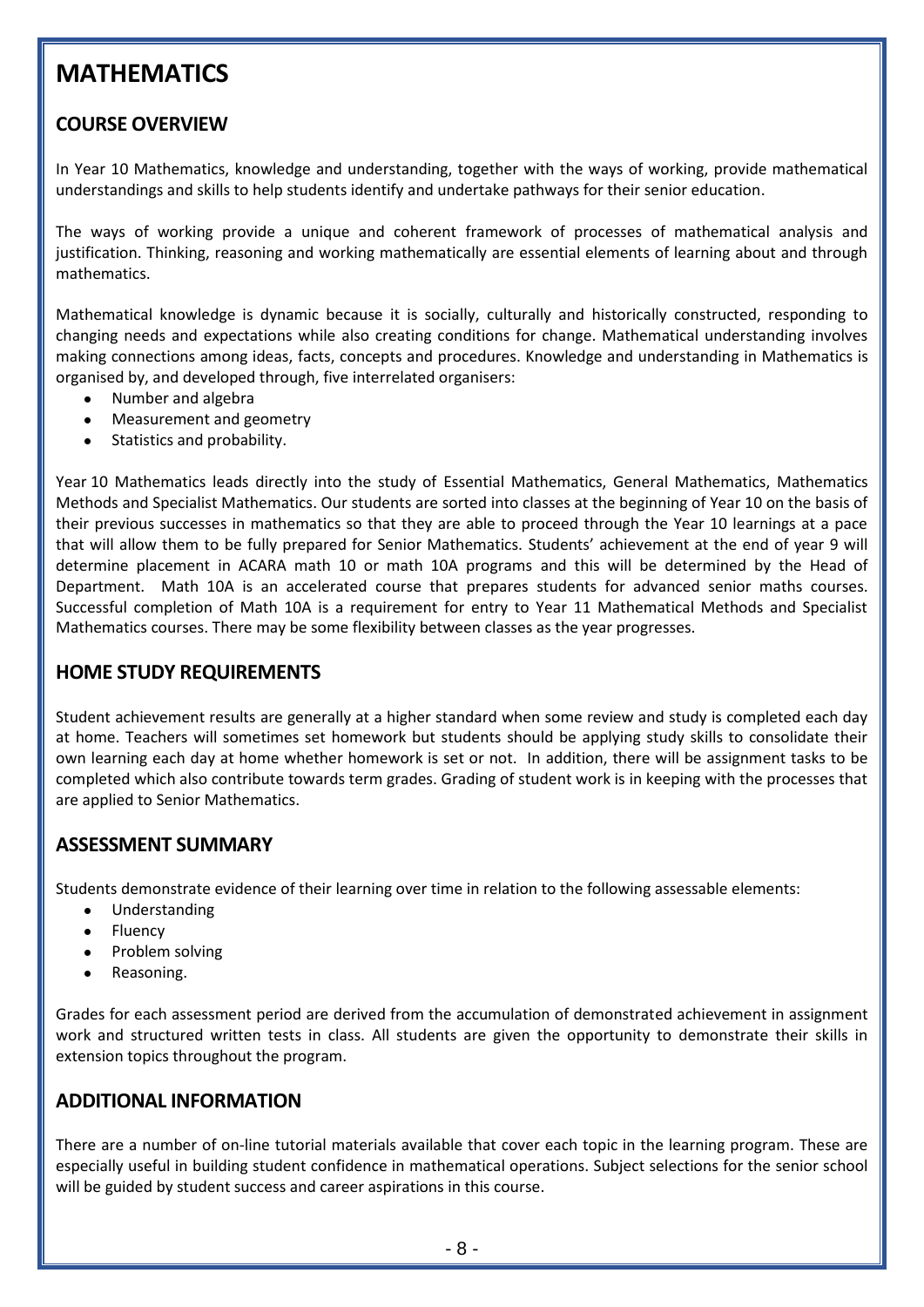# MATHEMATICS

## COURSE OVERVIEW

In Year 10 Mathematics, knowledge and understanding, together with the ways of working, provide mathematical understandings and skills to help students identify and undertake pathways for their senior education.

The ways of working provide a unique and coherent framework of processes of mathematical analysis and justification. Thinking, reasoning and working mathematically are essential elements of learning about and through mathematics.

Mathematical knowledge is dynamic because it is socially, culturally and historically constructed, responding to changing needs and expectations while also creating conditions for change. Mathematical understanding involves making connections among ideas, facts, concepts and procedures. Knowledge and understanding in Mathematics is organised by, and developed through, five interrelated organisers:

- Number and algebra
- Measurement and geometry
- Statistics and probability.

Year 10 Mathematics leads directly into the study of Essential Mathematics, General Mathematics, Mathematics Methods and Specialist Mathematics. Our students are sorted into classes at the beginning of Year 10 on the basis of their previous successes in mathematics so that they are able to proceed through the Year 10 learnings at a pace that will allow them to be fully prepared for Senior Mathematics. Students' achievement at the end of year 9 will determine placement in ACARA math 10 or math 10A programs and this will be determined by the Head of Department. Math 10A is an accelerated course that prepares students for advanced senior maths courses. Successful completion of Math 10A is a requirement for entry to Year 11 Mathematical Methods and Specialist Mathematics courses. There may be some flexibility between classes as the year progresses.

## HOME STUDY REQUIREMENTS

Student achievement results are generally at a higher standard when some review and study is completed each day at home. Teachers will sometimes set homework but students should be applying study skills to consolidate their own learning each day at home whether homework is set or not. In addition, there will be assignment tasks to be completed which also contribute towards term grades. Grading of student work is in keeping with the processes that are applied to Senior Mathematics.

## ASSESSMENT SUMMARY

Students demonstrate evidence of their learning over time in relation to the following assessable elements:

- Understanding
- Fluency
- Problem solving
- Reasoning.

Grades for each assessment period are derived from the accumulation of demonstrated achievement in assignment work and structured written tests in class. All students are given the opportunity to demonstrate their skills in extension topics throughout the program.

## ADDITIONAL INFORMATION

There are a number of on-line tutorial materials available that cover each topic in the learning program. These are especially useful in building student confidence in mathematical operations. Subject selections for the senior school will be guided by student success and career aspirations in this course.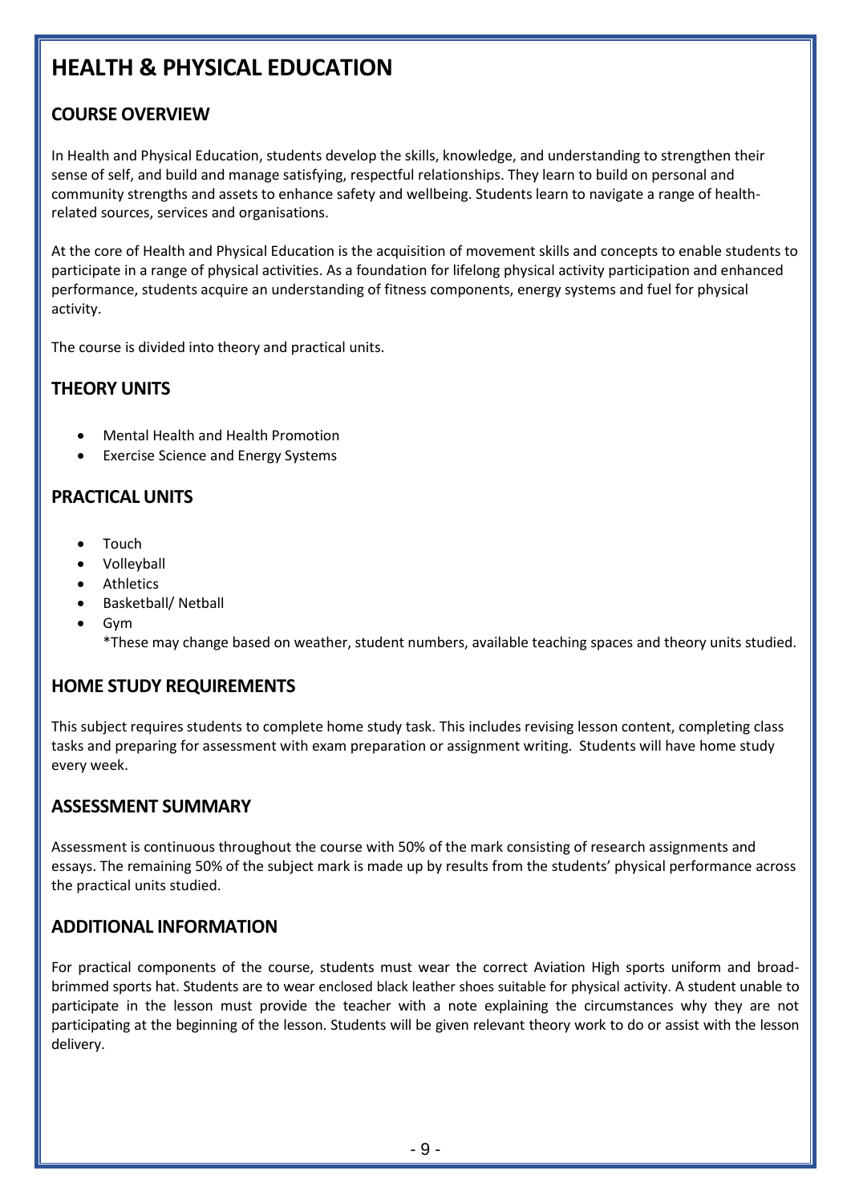# HEALTH & PHYSICAL EDUCATION

## COURSE OVERVIEW

In Health and Physical Education, students develop the skills, knowledge, and understanding to strengthen their sense of self, and build and manage satisfying, respectful relationships. They learn to build on personal and community strengths and assets to enhance safety and wellbeing. Students learn to navigate a range of health-related sources, services and organisations.

At the core of Health and Physical Education is the acquisition of movement skills and concepts to enable students to participate in a range of physical activities. As a foundation for lifelong physical activity participation and enhanced performance, students acquire an understanding of fitness components, energy systems and fuel for physical activity.

The course is divided into theory and practical units.

## THEORY UNITS

- Mental Health and Health Promotion
- Exercise Science and Energy Systems

## PRACTICAL UNITS

- Touch
- Volleyball
- Athletics
- Basketball/ Netball
- Gym
  *These may change based on weather, student numbers, available teaching spaces and theory units studied.

## HOME STUDY REQUIREMENTS

This subject requires students to complete home study task. This includes revising lesson content, completing class tasks and preparing for assessment with exam preparation or assignment writing. Students will have home study every week.

## ASSESSMENT SUMMARY

Assessment is continuous throughout the course with 50% of the mark consisting of research assignments and essays. The remaining 50% of the subject mark is made up by results from the students' physical performance across the practical units studied.

## ADDITIONAL INFORMATION

For practical components of the course, students must wear the correct Aviation High sports uniform and broad-brimmed sports hat. Students are to wear enclosed black leather shoes suitable for physical activity. A student unable to participate in the lesson must provide the teacher with a note explaining the circumstances why they are not participating at the beginning of the lesson. Students will be given relevant theory work to do or assist with the lesson delivery.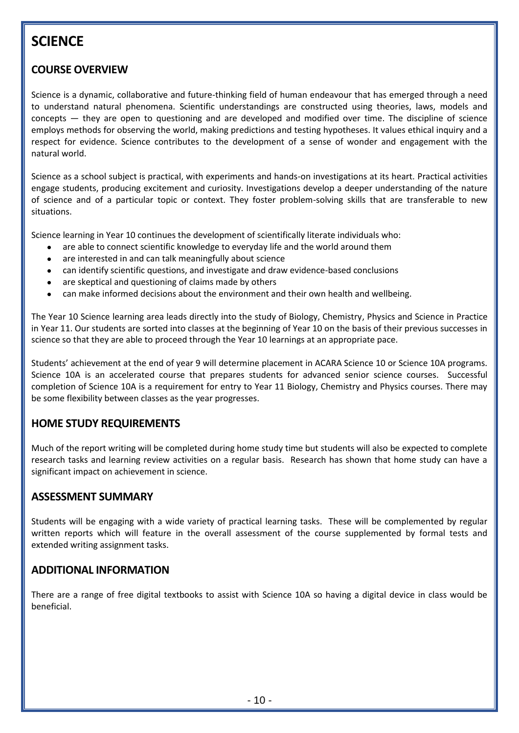# SCIENCE

## COURSE OVERVIEW

Science is a dynamic, collaborative and future-thinking field of human endeavour that has emerged through a need to understand natural phenomena. Scientific understandings are constructed using theories, laws, models and concepts — they are open to questioning and are developed and modified over time. The discipline of science employs methods for observing the world, making predictions and testing hypotheses. It values ethical inquiry and a respect for evidence. Science contributes to the development of a sense of wonder and engagement with the natural world.

Science as a school subject is practical, with experiments and hands-on investigations at its heart. Practical activities engage students, producing excitement and curiosity. Investigations develop a deeper understanding of the nature of science and of a particular topic or context. They foster problem-solving skills that are transferable to new situations.

Science learning in Year 10 continues the development of scientifically literate individuals who:

- are able to connect scientific knowledge to everyday life and the world around them
- are interested in and can talk meaningfully about science
- can identify scientific questions, and investigate and draw evidence-based conclusions
- are skeptical and questioning of claims made by others
- can make informed decisions about the environment and their own health and wellbeing.

The Year 10 Science learning area leads directly into the study of Biology, Chemistry, Physics and Science in Practice in Year 11. Our students are sorted into classes at the beginning of Year 10 on the basis of their previous successes in science so that they are able to proceed through the Year 10 learnings at an appropriate pace.

Students' achievement at the end of year 9 will determine placement in ACARA Science 10 or Science 10A programs. Science 10A is an accelerated course that prepares students for advanced senior science courses. Successful completion of Science 10A is a requirement for entry to Year 11 Biology, Chemistry and Physics courses. There may be some flexibility between classes as the year progresses.

## HOME STUDY REQUIREMENTS

Much of the report writing will be completed during home study time but students will also be expected to complete research tasks and learning review activities on a regular basis. Research has shown that home study can have a significant impact on achievement in science.

## ASSESSMENT SUMMARY

Students will be engaging with a wide variety of practical learning tasks. These will be complemented by regular written reports which will feature in the overall assessment of the course supplemented by formal tests and extended writing assignment tasks.

## ADDITIONAL INFORMATION

There are a range of free digital textbooks to assist with Science 10A so having a digital device in class would be beneficial.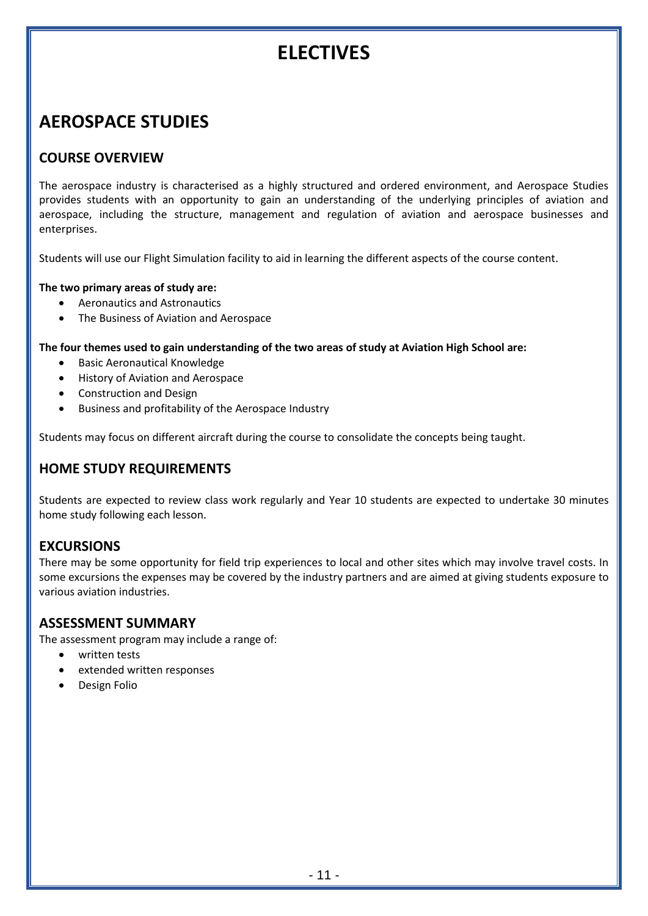# ELECTIVES

## AEROSPACE STUDIES

### COURSE OVERVIEW

The aerospace industry is characterised as a highly structured and ordered environment, and Aerospace Studies provides students with an opportunity to gain an understanding of the underlying principles of aviation and aerospace, including the structure, management and regulation of aviation and aerospace businesses and enterprises.

Students will use our Flight Simulation facility to aid in learning the different aspects of the course content.

**The two primary areas of study are:**

- Aeronautics and Astronautics
- The Business of Aviation and Aerospace

**The four themes used to gain understanding of the two areas of study at Aviation High School are:**

- Basic Aeronautical Knowledge
- History of Aviation and Aerospace
- Construction and Design
- Business and profitability of the Aerospace Industry

Students may focus on different aircraft during the course to consolidate the concepts being taught.

### HOME STUDY REQUIREMENTS

Students are expected to review class work regularly and Year 10 students are expected to undertake 30 minutes home study following each lesson.

### EXCURSIONS

There may be some opportunity for field trip experiences to local and other sites which may involve travel costs. In some excursions the expenses may be covered by the industry partners and are aimed at giving students exposure to various aviation industries.

### ASSESSMENT SUMMARY

The assessment program may include a range of:

- written tests
- extended written responses
- Design Folio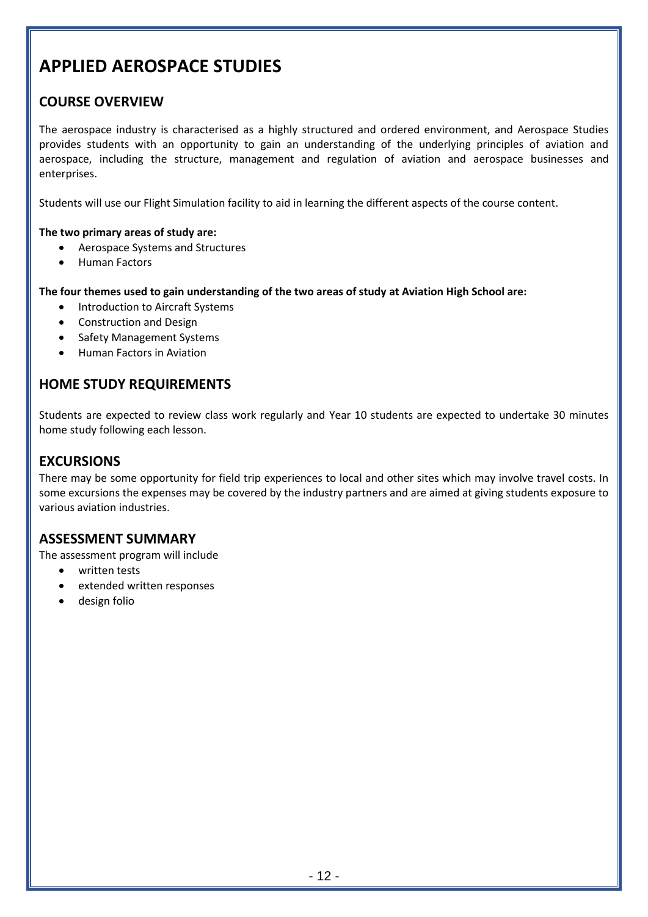# APPLIED AEROSPACE STUDIES

## COURSE OVERVIEW

The aerospace industry is characterised as a highly structured and ordered environment, and Aerospace Studies provides students with an opportunity to gain an understanding of the underlying principles of aviation and aerospace, including the structure, management and regulation of aviation and aerospace businesses and enterprises.

Students will use our Flight Simulation facility to aid in learning the different aspects of the course content.

**The two primary areas of study are:**

- Aerospace Systems and Structures
- Human Factors

**The four themes used to gain understanding of the two areas of study at Aviation High School are:**

- Introduction to Aircraft Systems
- Construction and Design
- Safety Management Systems
- Human Factors in Aviation

## HOME STUDY REQUIREMENTS

Students are expected to review class work regularly and Year 10 students are expected to undertake 30 minutes home study following each lesson.

## EXCURSIONS

There may be some opportunity for field trip experiences to local and other sites which may involve travel costs. In some excursions the expenses may be covered by the industry partners and are aimed at giving students exposure to various aviation industries.

## ASSESSMENT SUMMARY

The assessment program will include

- written tests
- extended written responses
- design folio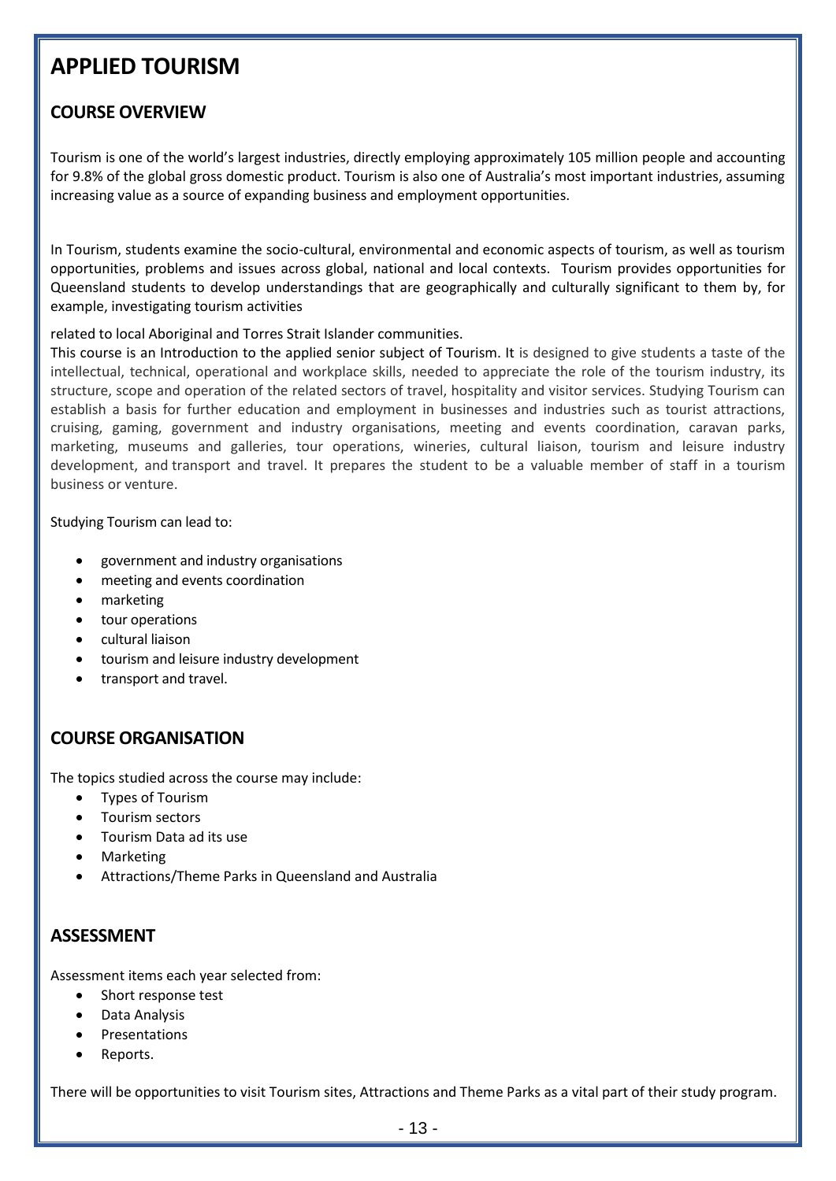# APPLIED TOURISM

## COURSE OVERVIEW

Tourism is one of the world's largest industries, directly employing approximately 105 million people and accounting for 9.8% of the global gross domestic product. Tourism is also one of Australia's most important industries, assuming increasing value as a source of expanding business and employment opportunities.

In Tourism, students examine the socio-cultural, environmental and economic aspects of tourism, as well as tourism opportunities, problems and issues across global, national and local contexts. Tourism provides opportunities for Queensland students to develop understandings that are geographically and culturally significant to them by, for example, investigating tourism activities

related to local Aboriginal and Torres Strait Islander communities.

This course is an Introduction to the applied senior subject of Tourism. It is designed to give students a taste of the intellectual, technical, operational and workplace skills, needed to appreciate the role of the tourism industry, its structure, scope and operation of the related sectors of travel, hospitality and visitor services. Studying Tourism can establish a basis for further education and employment in businesses and industries such as tourist attractions, cruising, gaming, government and industry organisations, meeting and events coordination, caravan parks, marketing, museums and galleries, tour operations, wineries, cultural liaison, tourism and leisure industry development, and transport and travel. It prepares the student to be a valuable member of staff in a tourism business or venture.

Studying Tourism can lead to:

- government and industry organisations
- meeting and events coordination
- marketing
- tour operations
- cultural liaison
- tourism and leisure industry development
- transport and travel.

## COURSE ORGANISATION

The topics studied across the course may include:

- Types of Tourism
- Tourism sectors
- Tourism Data ad its use
- Marketing
- Attractions/Theme Parks in Queensland and Australia

## ASSESSMENT

Assessment items each year selected from:

- Short response test
- Data Analysis
- Presentations
- Reports.

There will be opportunities to visit Tourism sites, Attractions and Theme Parks as a vital part of their study program.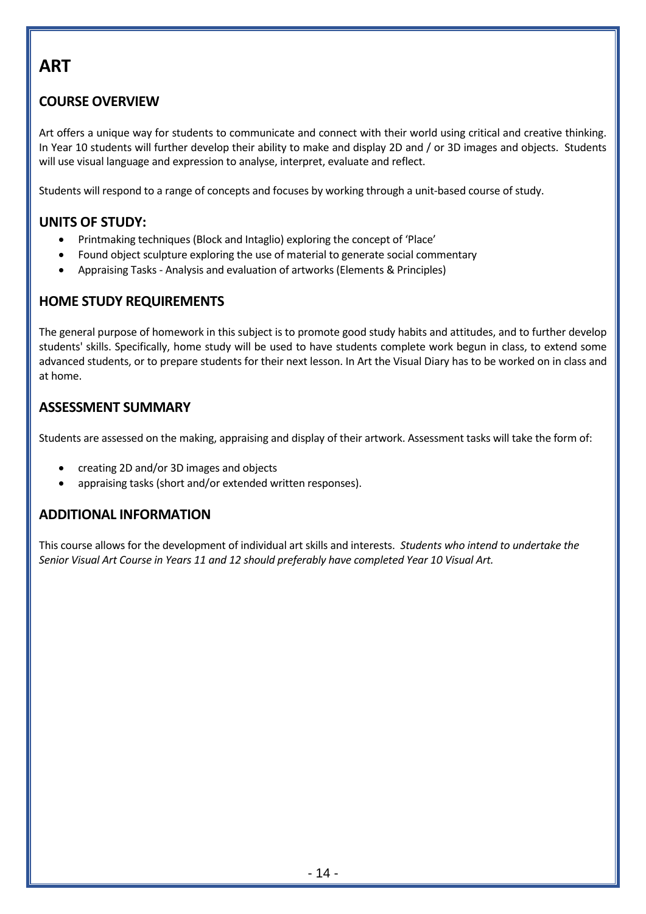# ART

## COURSE OVERVIEW

Art offers a unique way for students to communicate and connect with their world using critical and creative thinking. In Year 10 students will further develop their ability to make and display 2D and / or 3D images and objects. Students will use visual language and expression to analyse, interpret, evaluate and reflect.

Students will respond to a range of concepts and focuses by working through a unit-based course of study.

## UNITS OF STUDY:

- Printmaking techniques (Block and Intaglio) exploring the concept of 'Place'
- Found object sculpture exploring the use of material to generate social commentary
- Appraising Tasks - Analysis and evaluation of artworks (Elements & Principles)

## HOME STUDY REQUIREMENTS

The general purpose of homework in this subject is to promote good study habits and attitudes, and to further develop students' skills. Specifically, home study will be used to have students complete work begun in class, to extend some advanced students, or to prepare students for their next lesson. In Art the Visual Diary has to be worked on in class and at home.

## ASSESSMENT SUMMARY

Students are assessed on the making, appraising and display of their artwork. Assessment tasks will take the form of:

- creating 2D and/or 3D images and objects
- appraising tasks (short and/or extended written responses).

## ADDITIONAL INFORMATION

This course allows for the development of individual art skills and interests. *Students who intend to undertake the Senior Visual Art Course in Years 11 and 12 should preferably have completed Year 10 Visual Art.*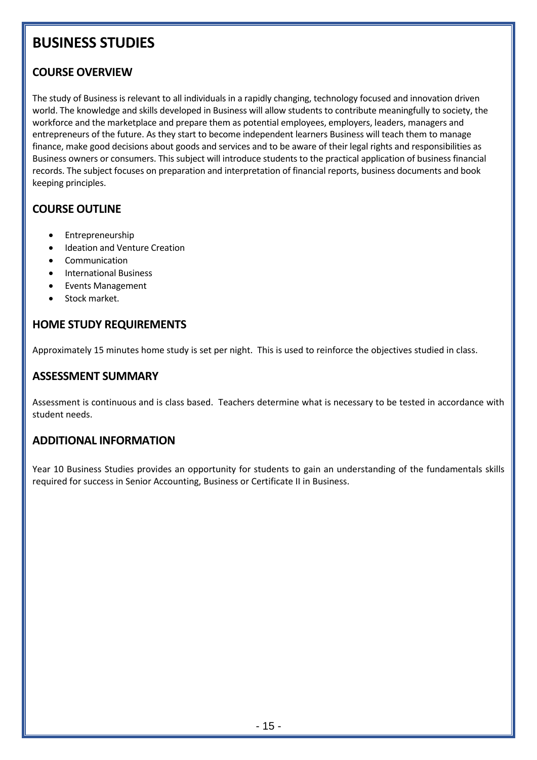# BUSINESS STUDIES

## COURSE OVERVIEW

The study of Business is relevant to all individuals in a rapidly changing, technology focused and innovation driven world. The knowledge and skills developed in Business will allow students to contribute meaningfully to society, the workforce and the marketplace and prepare them as potential employees, employers, leaders, managers and entrepreneurs of the future. As they start to become independent learners Business will teach them to manage finance, make good decisions about goods and services and to be aware of their legal rights and responsibilities as Business owners or consumers. This subject will introduce students to the practical application of business financial records. The subject focuses on preparation and interpretation of financial reports, business documents and book keeping principles.

## COURSE OUTLINE

- Entrepreneurship
- Ideation and Venture Creation
- Communication
- International Business
- Events Management
- Stock market.

## HOME STUDY REQUIREMENTS

Approximately 15 minutes home study is set per night. This is used to reinforce the objectives studied in class.

## ASSESSMENT SUMMARY

Assessment is continuous and is class based. Teachers determine what is necessary to be tested in accordance with student needs.

## ADDITIONAL INFORMATION

Year 10 Business Studies provides an opportunity for students to gain an understanding of the fundamentals skills required for success in Senior Accounting, Business or Certificate II in Business.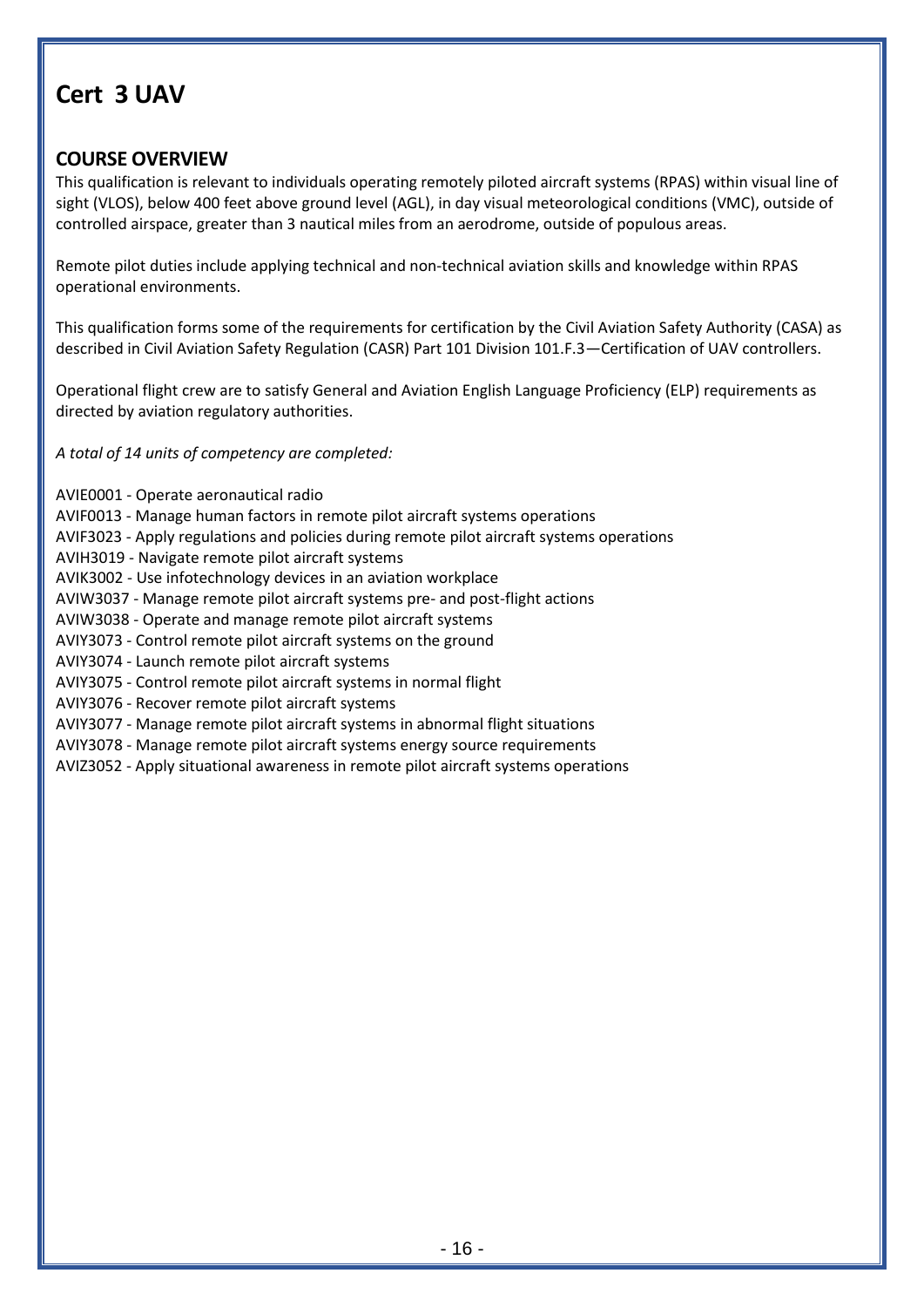# Cert 3 UAV

## COURSE OVERVIEW

This qualification is relevant to individuals operating remotely piloted aircraft systems (RPAS) within visual line of sight (VLOS), below 400 feet above ground level (AGL), in day visual meteorological conditions (VMC), outside of controlled airspace, greater than 3 nautical miles from an aerodrome, outside of populous areas.

Remote pilot duties include applying technical and non-technical aviation skills and knowledge within RPAS operational environments.

This qualification forms some of the requirements for certification by the Civil Aviation Safety Authority (CASA) as described in Civil Aviation Safety Regulation (CASR) Part 101 Division 101.F.3—Certification of UAV controllers.

Operational flight crew are to satisfy General and Aviation English Language Proficiency (ELP) requirements as directed by aviation regulatory authorities.

*A total of 14 units of competency are completed:*

AVIE0001 - Operate aeronautical radio  
AVIF0013 - Manage human factors in remote pilot aircraft systems operations  
AVIF3023 - Apply regulations and policies during remote pilot aircraft systems operations  
AVIH3019 - Navigate remote pilot aircraft systems  
AVIK3002 - Use infotechnology devices in an aviation workplace  
AVIW3037 - Manage remote pilot aircraft systems pre- and post-flight actions  
AVIW3038 - Operate and manage remote pilot aircraft systems  
AVIY3073 - Control remote pilot aircraft systems on the ground  
AVIY3074 - Launch remote pilot aircraft systems  
AVIY3075 - Control remote pilot aircraft systems in normal flight  
AVIY3076 - Recover remote pilot aircraft systems  
AVIY3077 - Manage remote pilot aircraft systems in abnormal flight situations  
AVIY3078 - Manage remote pilot aircraft systems energy source requirements  
AVIZ3052 - Apply situational awareness in remote pilot aircraft systems operations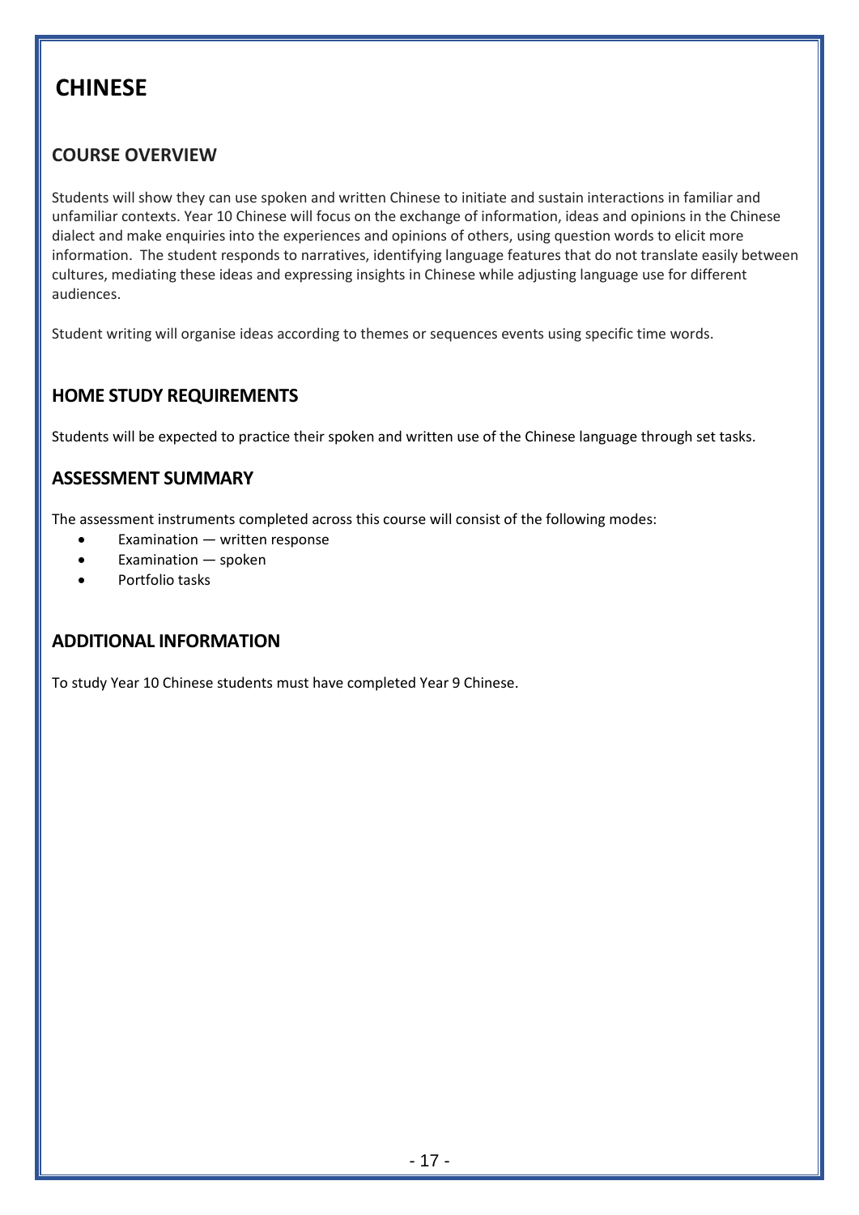# CHINESE

## COURSE OVERVIEW

Students will show they can use spoken and written Chinese to initiate and sustain interactions in familiar and unfamiliar contexts. Year 10 Chinese will focus on the exchange of information, ideas and opinions in the Chinese dialect and make enquiries into the experiences and opinions of others, using question words to elicit more information. The student responds to narratives, identifying language features that do not translate easily between cultures, mediating these ideas and expressing insights in Chinese while adjusting language use for different audiences.

Student writing will organise ideas according to themes or sequences events using specific time words.

## HOME STUDY REQUIREMENTS

Students will be expected to practice their spoken and written use of the Chinese language through set tasks.

## ASSESSMENT SUMMARY

The assessment instruments completed across this course will consist of the following modes:

- Examination — written response
- Examination — spoken
- Portfolio tasks

## ADDITIONAL INFORMATION

To study Year 10 Chinese students must have completed Year 9 Chinese.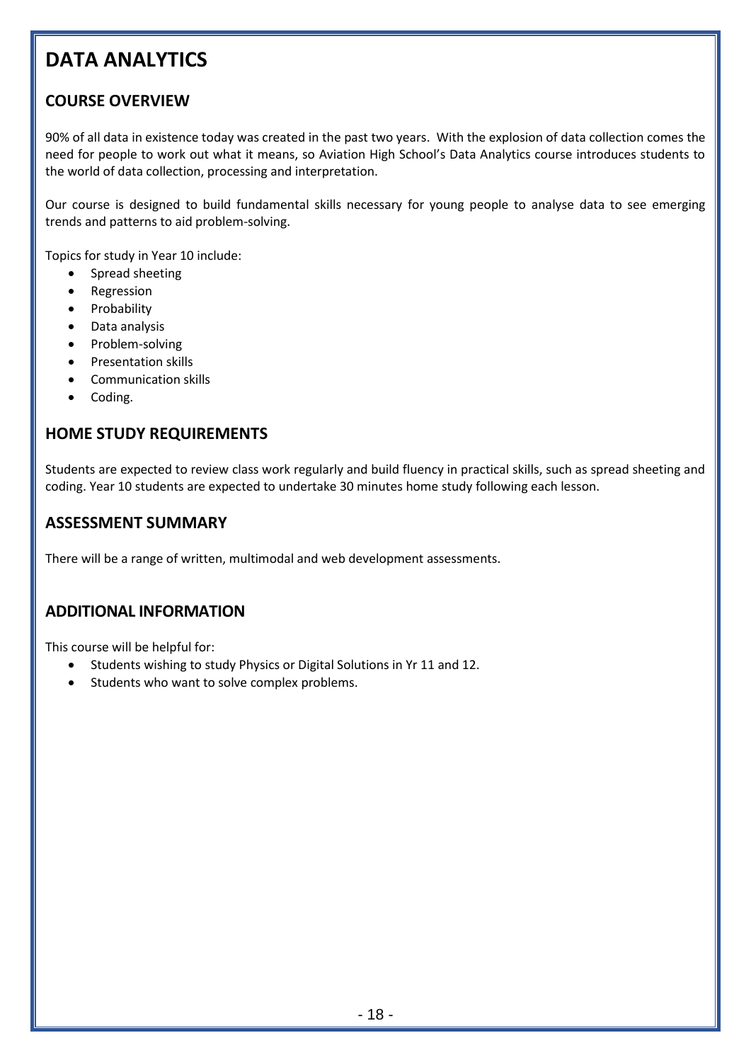# DATA ANALYTICS

## COURSE OVERVIEW

90% of all data in existence today was created in the past two years. With the explosion of data collection comes the need for people to work out what it means, so Aviation High School's Data Analytics course introduces students to the world of data collection, processing and interpretation.

Our course is designed to build fundamental skills necessary for young people to analyse data to see emerging trends and patterns to aid problem-solving.

Topics for study in Year 10 include:

- Spread sheeting
- Regression
- Probability
- Data analysis
- Problem-solving
- Presentation skills
- Communication skills
- Coding.

## HOME STUDY REQUIREMENTS

Students are expected to review class work regularly and build fluency in practical skills, such as spread sheeting and coding. Year 10 students are expected to undertake 30 minutes home study following each lesson.

## ASSESSMENT SUMMARY

There will be a range of written, multimodal and web development assessments.

## ADDITIONAL INFORMATION

This course will be helpful for:

- Students wishing to study Physics or Digital Solutions in Yr 11 and 12.
- Students who want to solve complex problems.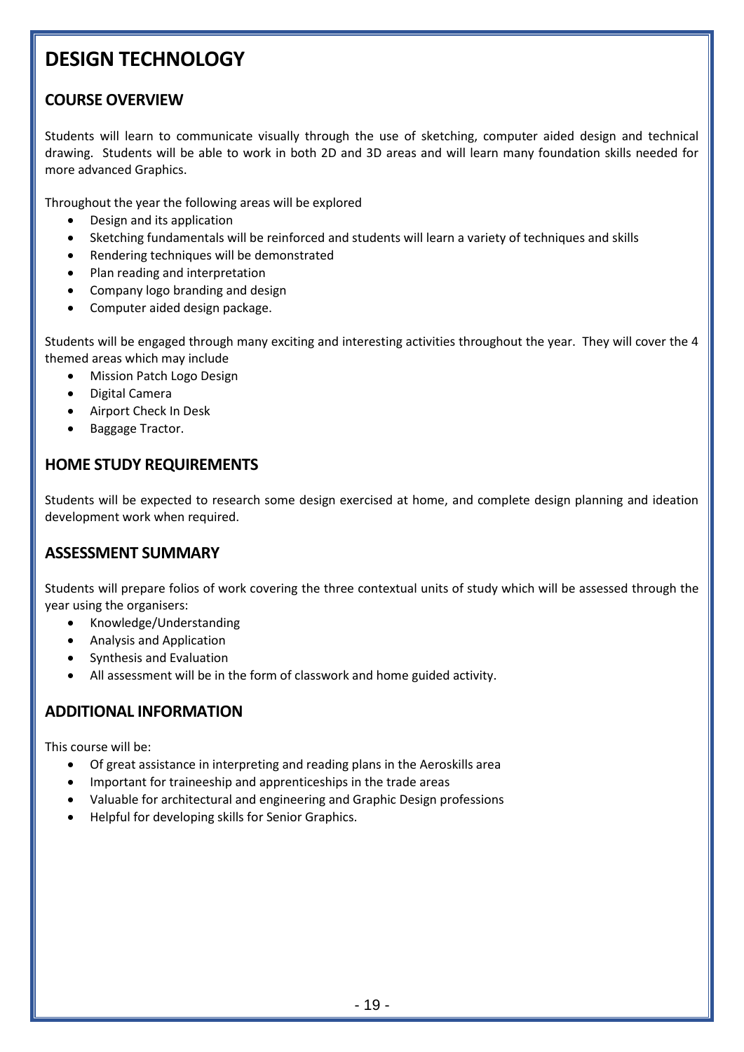# DESIGN TECHNOLOGY

## COURSE OVERVIEW

Students will learn to communicate visually through the use of sketching, computer aided design and technical drawing. Students will be able to work in both 2D and 3D areas and will learn many foundation skills needed for more advanced Graphics.

Throughout the year the following areas will be explored

- Design and its application
- Sketching fundamentals will be reinforced and students will learn a variety of techniques and skills
- Rendering techniques will be demonstrated
- Plan reading and interpretation
- Company logo branding and design
- Computer aided design package.

Students will be engaged through many exciting and interesting activities throughout the year. They will cover the 4 themed areas which may include

- Mission Patch Logo Design
- Digital Camera
- Airport Check In Desk
- Baggage Tractor.

## HOME STUDY REQUIREMENTS

Students will be expected to research some design exercised at home, and complete design planning and ideation development work when required.

## ASSESSMENT SUMMARY

Students will prepare folios of work covering the three contextual units of study which will be assessed through the year using the organisers:

- Knowledge/Understanding
- Analysis and Application
- Synthesis and Evaluation
- All assessment will be in the form of classwork and home guided activity.

## ADDITIONAL INFORMATION

This course will be:

- Of great assistance in interpreting and reading plans in the Aeroskills area
- Important for traineeship and apprenticeships in the trade areas
- Valuable for architectural and engineering and Graphic Design professions
- Helpful for developing skills for Senior Graphics.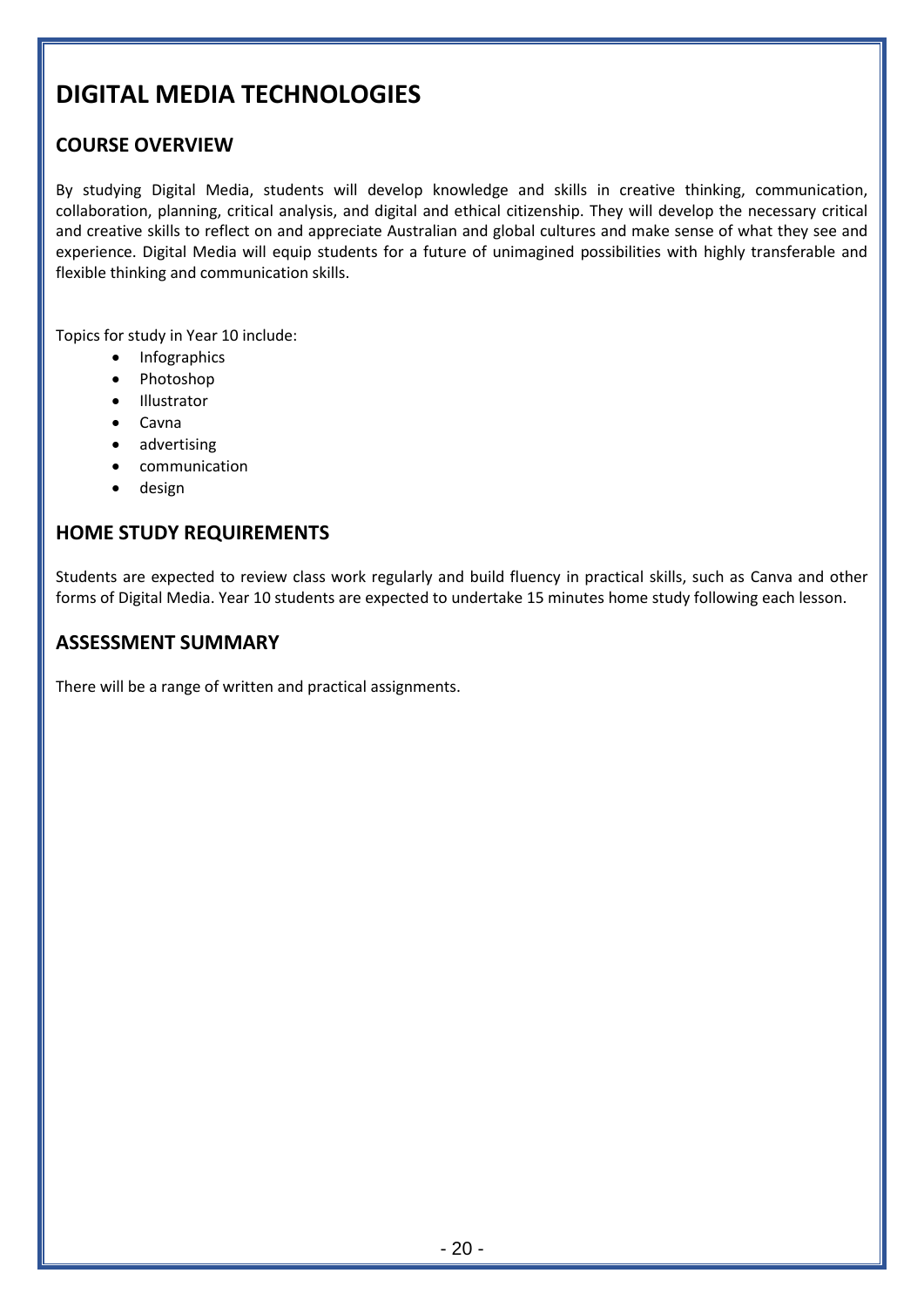# DIGITAL MEDIA TECHNOLOGIES

## COURSE OVERVIEW

By studying Digital Media, students will develop knowledge and skills in creative thinking, communication, collaboration, planning, critical analysis, and digital and ethical citizenship. They will develop the necessary critical and creative skills to reflect on and appreciate Australian and global cultures and make sense of what they see and experience. Digital Media will equip students for a future of unimagined possibilities with highly transferable and flexible thinking and communication skills.

Topics for study in Year 10 include:

- Infographics
- Photoshop
- Illustrator
- Cavna
- advertising
- communication
- design

## HOME STUDY REQUIREMENTS

Students are expected to review class work regularly and build fluency in practical skills, such as Canva and other forms of Digital Media. Year 10 students are expected to undertake 15 minutes home study following each lesson.

## ASSESSMENT SUMMARY

There will be a range of written and practical assignments.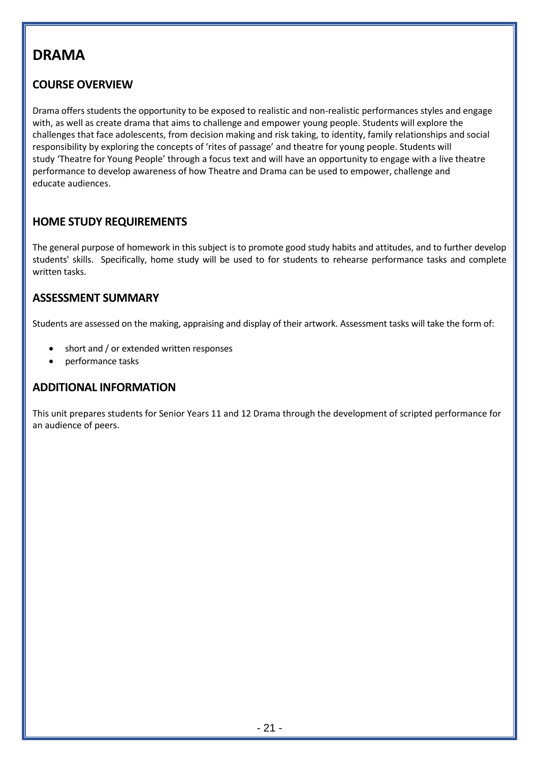# DRAMA

## COURSE OVERVIEW

Drama offers students the opportunity to be exposed to realistic and non-realistic performances styles and engage with, as well as create drama that aims to challenge and empower young people. Students will explore the challenges that face adolescents, from decision making and risk taking, to identity, family relationships and social responsibility by exploring the concepts of 'rites of passage' and theatre for young people. Students will study 'Theatre for Young People' through a focus text and will have an opportunity to engage with a live theatre performance to develop awareness of how Theatre and Drama can be used to empower, challenge and educate audiences.

## HOME STUDY REQUIREMENTS

The general purpose of homework in this subject is to promote good study habits and attitudes, and to further develop students' skills. Specifically, home study will be used to for students to rehearse performance tasks and complete written tasks.

## ASSESSMENT SUMMARY

Students are assessed on the making, appraising and display of their artwork. Assessment tasks will take the form of:

- short and / or extended written responses
- performance tasks

## ADDITIONAL INFORMATION

This unit prepares students for Senior Years 11 and 12 Drama through the development of scripted performance for an audience of peers.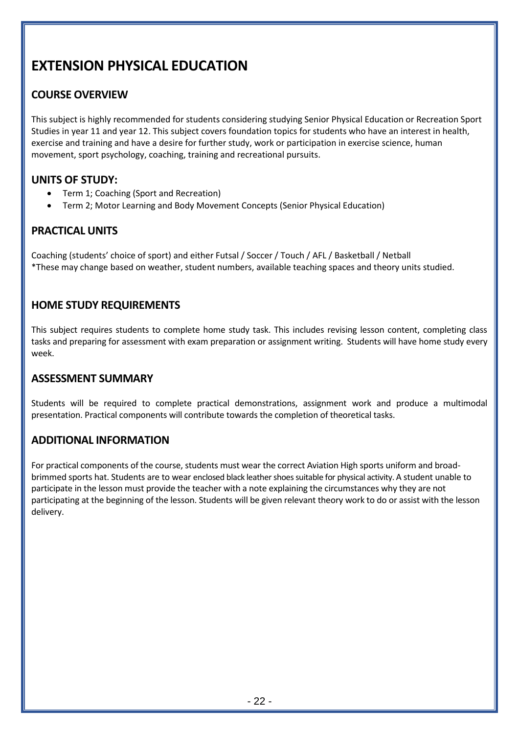# EXTENSION PHYSICAL EDUCATION

## COURSE OVERVIEW

This subject is highly recommended for students considering studying Senior Physical Education or Recreation Sport Studies in year 11 and year 12. This subject covers foundation topics for students who have an interest in health, exercise and training and have a desire for further study, work or participation in exercise science, human movement, sport psychology, coaching, training and recreational pursuits.

## UNITS OF STUDY:

- Term 1; Coaching (Sport and Recreation)
- Term 2; Motor Learning and Body Movement Concepts (Senior Physical Education)

## PRACTICAL UNITS

Coaching (students' choice of sport) and either Futsal / Soccer / Touch / AFL / Basketball / Netball
*These may change based on weather, student numbers, available teaching spaces and theory units studied.

## HOME STUDY REQUIREMENTS

This subject requires students to complete home study task. This includes revising lesson content, completing class tasks and preparing for assessment with exam preparation or assignment writing. Students will have home study every week.

## ASSESSMENT SUMMARY

Students will be required to complete practical demonstrations, assignment work and produce a multimodal presentation. Practical components will contribute towards the completion of theoretical tasks.

## ADDITIONAL INFORMATION

For practical components of the course, students must wear the correct Aviation High sports uniform and broad-brimmed sports hat. Students are to wear enclosed black leather shoes suitable for physical activity. A student unable to participate in the lesson must provide the teacher with a note explaining the circumstances why they are not participating at the beginning of the lesson. Students will be given relevant theory work to do or assist with the lesson delivery.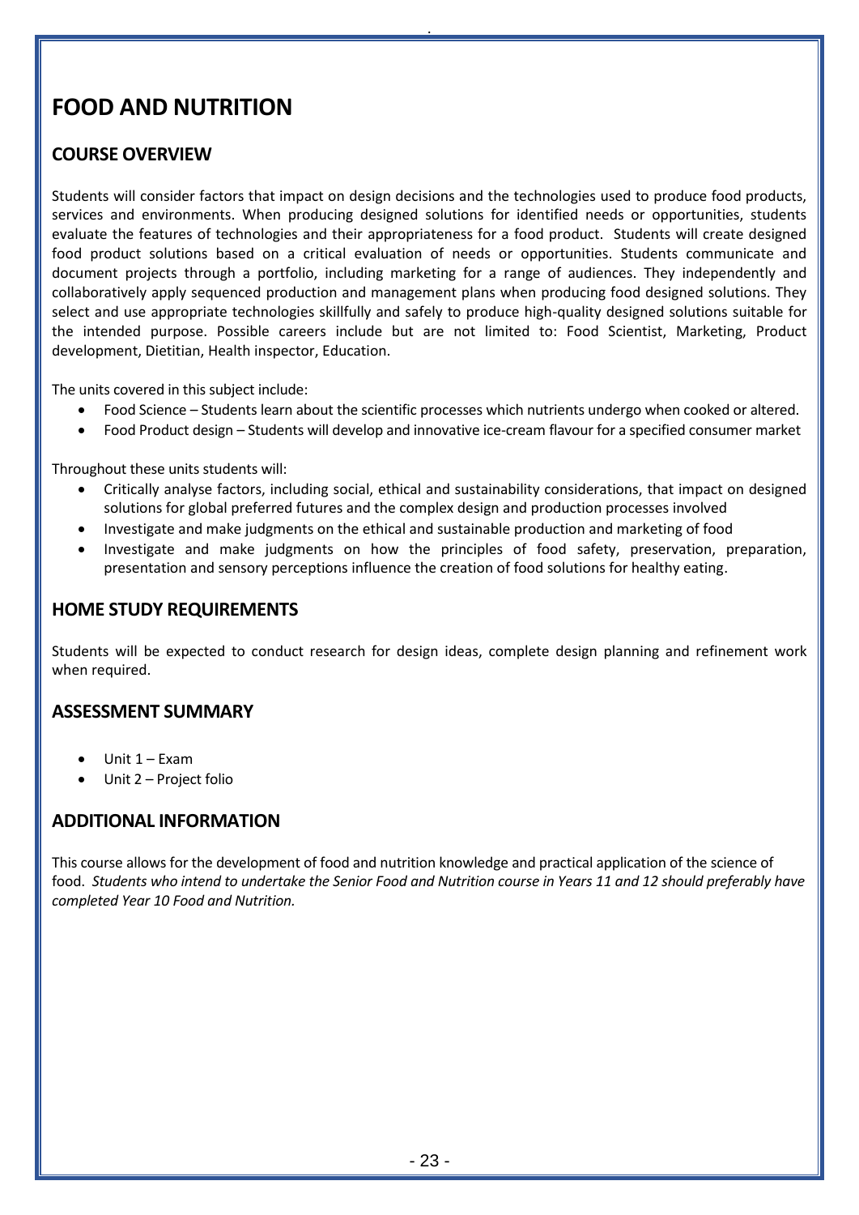# FOOD AND NUTRITION

## COURSE OVERVIEW

Students will consider factors that impact on design decisions and the technologies used to produce food products, services and environments. When producing designed solutions for identified needs or opportunities, students evaluate the features of technologies and their appropriateness for a food product. Students will create designed food product solutions based on a critical evaluation of needs or opportunities. Students communicate and document projects through a portfolio, including marketing for a range of audiences. They independently and collaboratively apply sequenced production and management plans when producing food designed solutions. They select and use appropriate technologies skillfully and safely to produce high-quality designed solutions suitable for the intended purpose. Possible careers include but are not limited to: Food Scientist, Marketing, Product development, Dietitian, Health inspector, Education.

The units covered in this subject include:

- Food Science – Students learn about the scientific processes which nutrients undergo when cooked or altered.
- Food Product design – Students will develop and innovative ice-cream flavour for a specified consumer market

Throughout these units students will:

- Critically analyse factors, including social, ethical and sustainability considerations, that impact on designed solutions for global preferred futures and the complex design and production processes involved
- Investigate and make judgments on the ethical and sustainable production and marketing of food
- Investigate and make judgments on how the principles of food safety, preservation, preparation, presentation and sensory perceptions influence the creation of food solutions for healthy eating.

## HOME STUDY REQUIREMENTS

Students will be expected to conduct research for design ideas, complete design planning and refinement work when required.

## ASSESSMENT SUMMARY

- Unit 1 – Exam
- Unit 2 – Project folio

## ADDITIONAL INFORMATION

This course allows for the development of food and nutrition knowledge and practical application of the science of food. *Students who intend to undertake the Senior Food and Nutrition course in Years 11 and 12 should preferably have completed Year 10 Food and Nutrition.*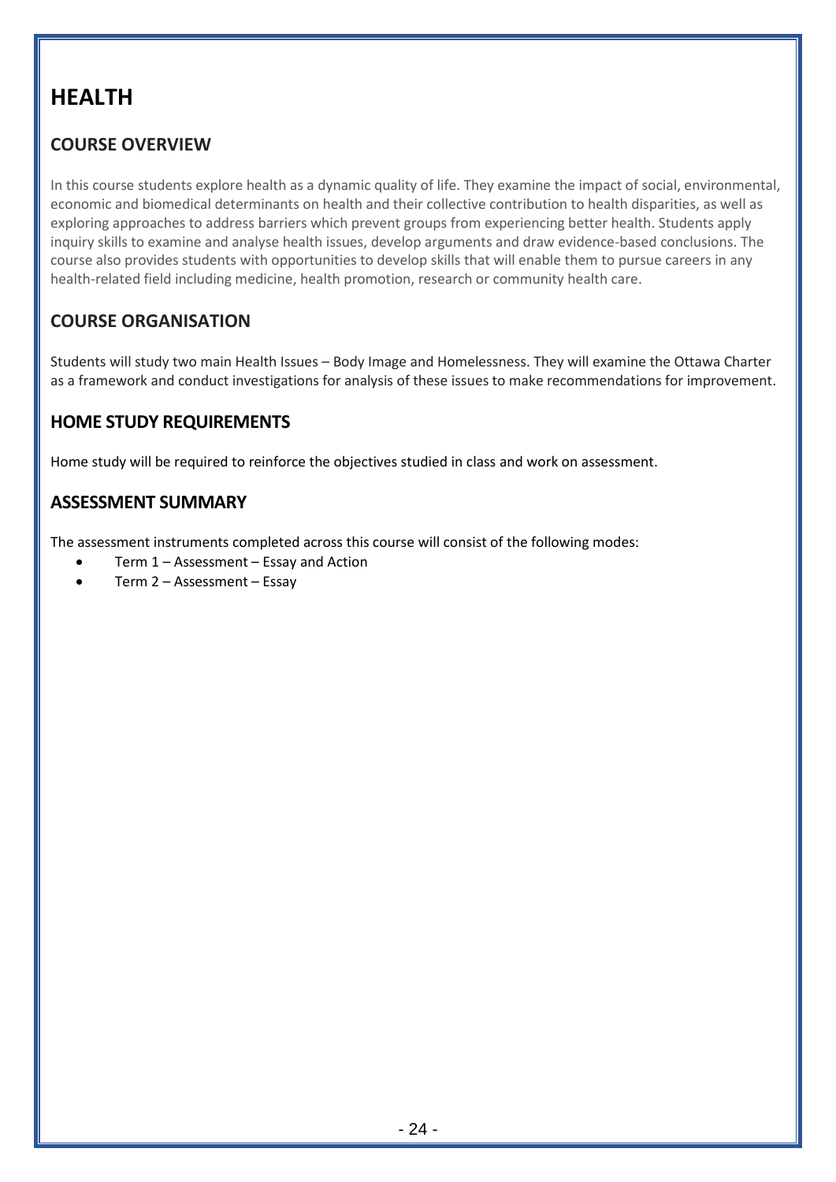# HEALTH

## COURSE OVERVIEW

In this course students explore health as a dynamic quality of life. They examine the impact of social, environmental, economic and biomedical determinants on health and their collective contribution to health disparities, as well as exploring approaches to address barriers which prevent groups from experiencing better health. Students apply inquiry skills to examine and analyse health issues, develop arguments and draw evidence-based conclusions. The course also provides students with opportunities to develop skills that will enable them to pursue careers in any health-related field including medicine, health promotion, research or community health care.

## COURSE ORGANISATION

Students will study two main Health Issues – Body Image and Homelessness. They will examine the Ottawa Charter as a framework and conduct investigations for analysis of these issues to make recommendations for improvement.

## HOME STUDY REQUIREMENTS

Home study will be required to reinforce the objectives studied in class and work on assessment.

## ASSESSMENT SUMMARY

The assessment instruments completed across this course will consist of the following modes:

- Term 1 – Assessment – Essay and Action
- Term 2 – Assessment – Essay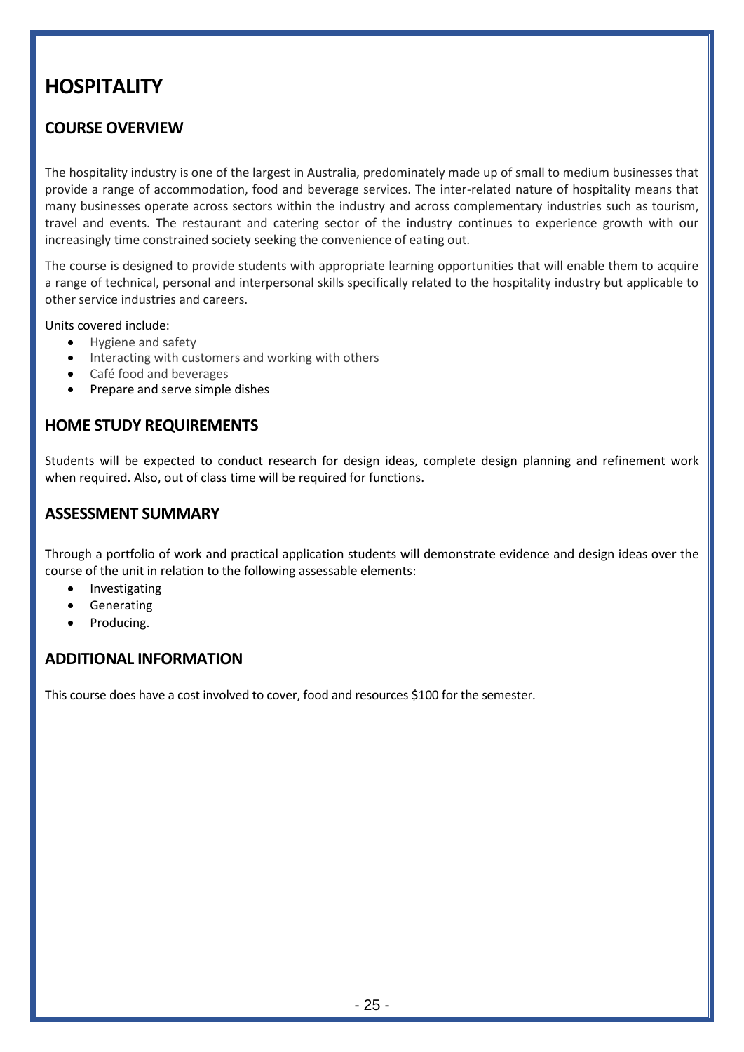# HOSPITALITY

## COURSE OVERVIEW

The hospitality industry is one of the largest in Australia, predominately made up of small to medium businesses that provide a range of accommodation, food and beverage services. The inter-related nature of hospitality means that many businesses operate across sectors within the industry and across complementary industries such as tourism, travel and events. The restaurant and catering sector of the industry continues to experience growth with our increasingly time constrained society seeking the convenience of eating out.

The course is designed to provide students with appropriate learning opportunities that will enable them to acquire a range of technical, personal and interpersonal skills specifically related to the hospitality industry but applicable to other service industries and careers.

Units covered include:

- Hygiene and safety
- Interacting with customers and working with others
- Café food and beverages
- Prepare and serve simple dishes

## HOME STUDY REQUIREMENTS

Students will be expected to conduct research for design ideas, complete design planning and refinement work when required. Also, out of class time will be required for functions.

## ASSESSMENT SUMMARY

Through a portfolio of work and practical application students will demonstrate evidence and design ideas over the course of the unit in relation to the following assessable elements:

- Investigating
- Generating
- Producing.

## ADDITIONAL INFORMATION

This course does have a cost involved to cover, food and resources $100 for the semester.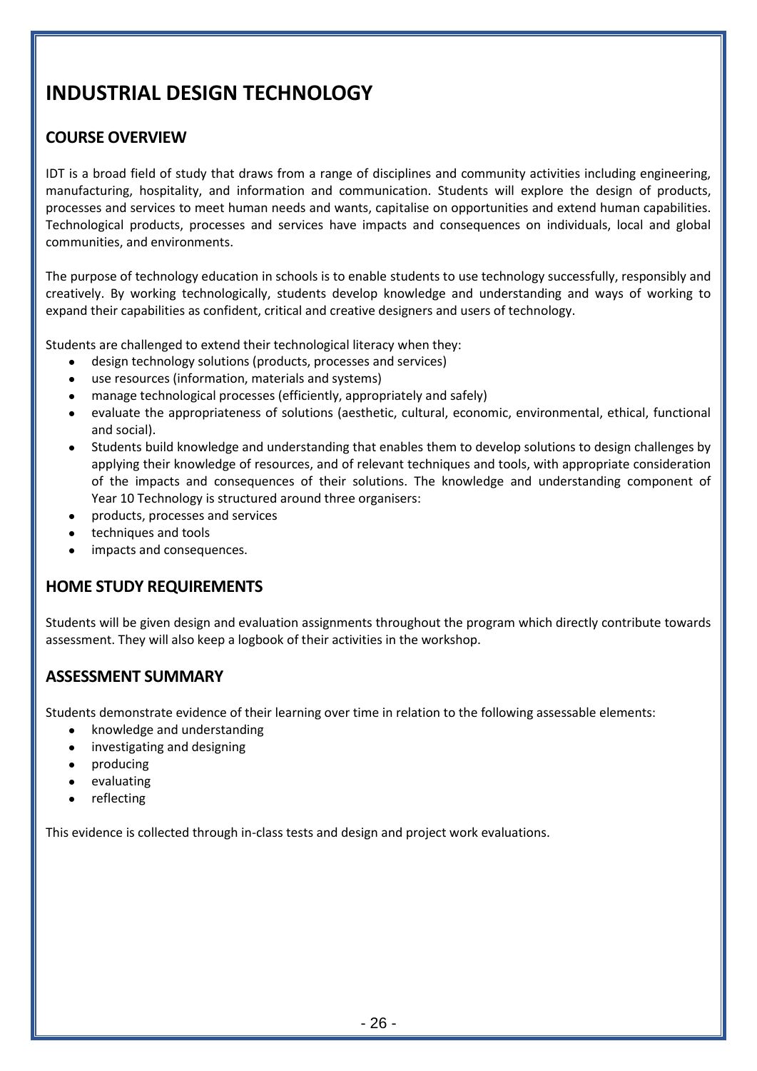# INDUSTRIAL DESIGN TECHNOLOGY

## COURSE OVERVIEW

IDT is a broad field of study that draws from a range of disciplines and community activities including engineering, manufacturing, hospitality, and information and communication. Students will explore the design of products, processes and services to meet human needs and wants, capitalise on opportunities and extend human capabilities. Technological products, processes and services have impacts and consequences on individuals, local and global communities, and environments.

The purpose of technology education in schools is to enable students to use technology successfully, responsibly and creatively. By working technologically, students develop knowledge and understanding and ways of working to expand their capabilities as confident, critical and creative designers and users of technology.

Students are challenged to extend their technological literacy when they:

- design technology solutions (products, processes and services)
- use resources (information, materials and systems)
- manage technological processes (efficiently, appropriately and safely)
- evaluate the appropriateness of solutions (aesthetic, cultural, economic, environmental, ethical, functional and social).
- Students build knowledge and understanding that enables them to develop solutions to design challenges by applying their knowledge of resources, and of relevant techniques and tools, with appropriate consideration of the impacts and consequences of their solutions. The knowledge and understanding component of Year 10 Technology is structured around three organisers:
- products, processes and services
- techniques and tools
- impacts and consequences.

## HOME STUDY REQUIREMENTS

Students will be given design and evaluation assignments throughout the program which directly contribute towards assessment. They will also keep a logbook of their activities in the workshop.

## ASSESSMENT SUMMARY

Students demonstrate evidence of their learning over time in relation to the following assessable elements:

- knowledge and understanding
- investigating and designing
- producing
- evaluating
- reflecting

This evidence is collected through in-class tests and design and project work evaluations.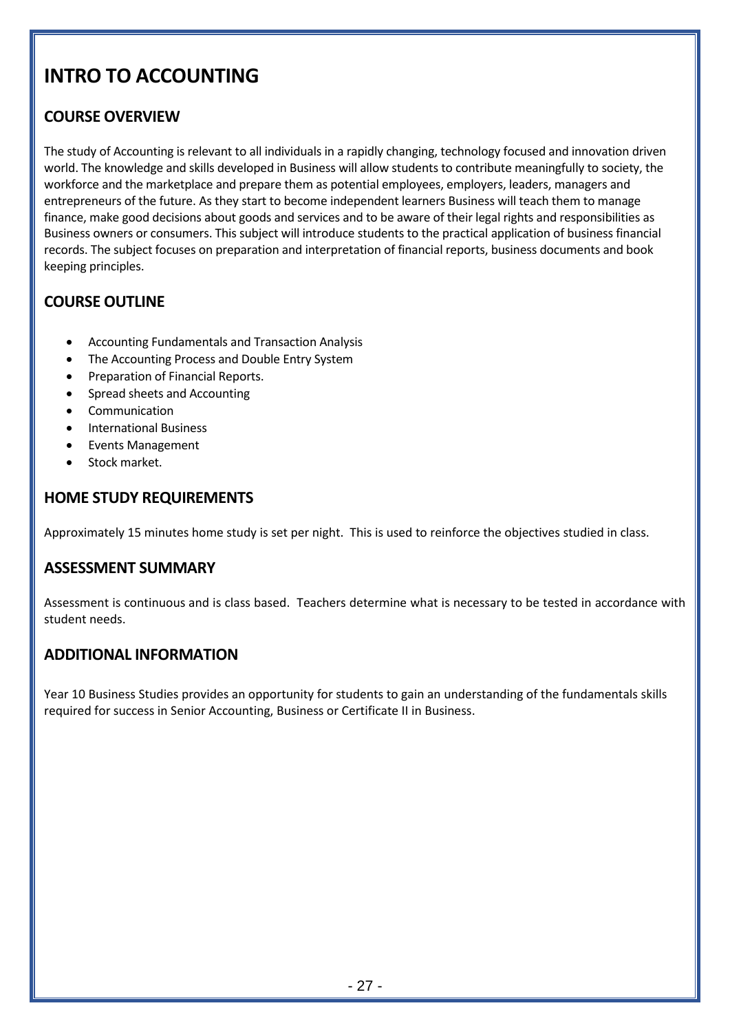# INTRO TO ACCOUNTING

## COURSE OVERVIEW

The study of Accounting is relevant to all individuals in a rapidly changing, technology focused and innovation driven world. The knowledge and skills developed in Business will allow students to contribute meaningfully to society, the workforce and the marketplace and prepare them as potential employees, employers, leaders, managers and entrepreneurs of the future. As they start to become independent learners Business will teach them to manage finance, make good decisions about goods and services and to be aware of their legal rights and responsibilities as Business owners or consumers. This subject will introduce students to the practical application of business financial records. The subject focuses on preparation and interpretation of financial reports, business documents and book keeping principles.

## COURSE OUTLINE

- Accounting Fundamentals and Transaction Analysis
- The Accounting Process and Double Entry System
- Preparation of Financial Reports.
- Spread sheets and Accounting
- Communication
- International Business
- Events Management
- Stock market.

## HOME STUDY REQUIREMENTS

Approximately 15 minutes home study is set per night. This is used to reinforce the objectives studied in class.

## ASSESSMENT SUMMARY

Assessment is continuous and is class based. Teachers determine what is necessary to be tested in accordance with student needs.

## ADDITIONAL INFORMATION

Year 10 Business Studies provides an opportunity for students to gain an understanding of the fundamentals skills required for success in Senior Accounting, Business or Certificate II in Business.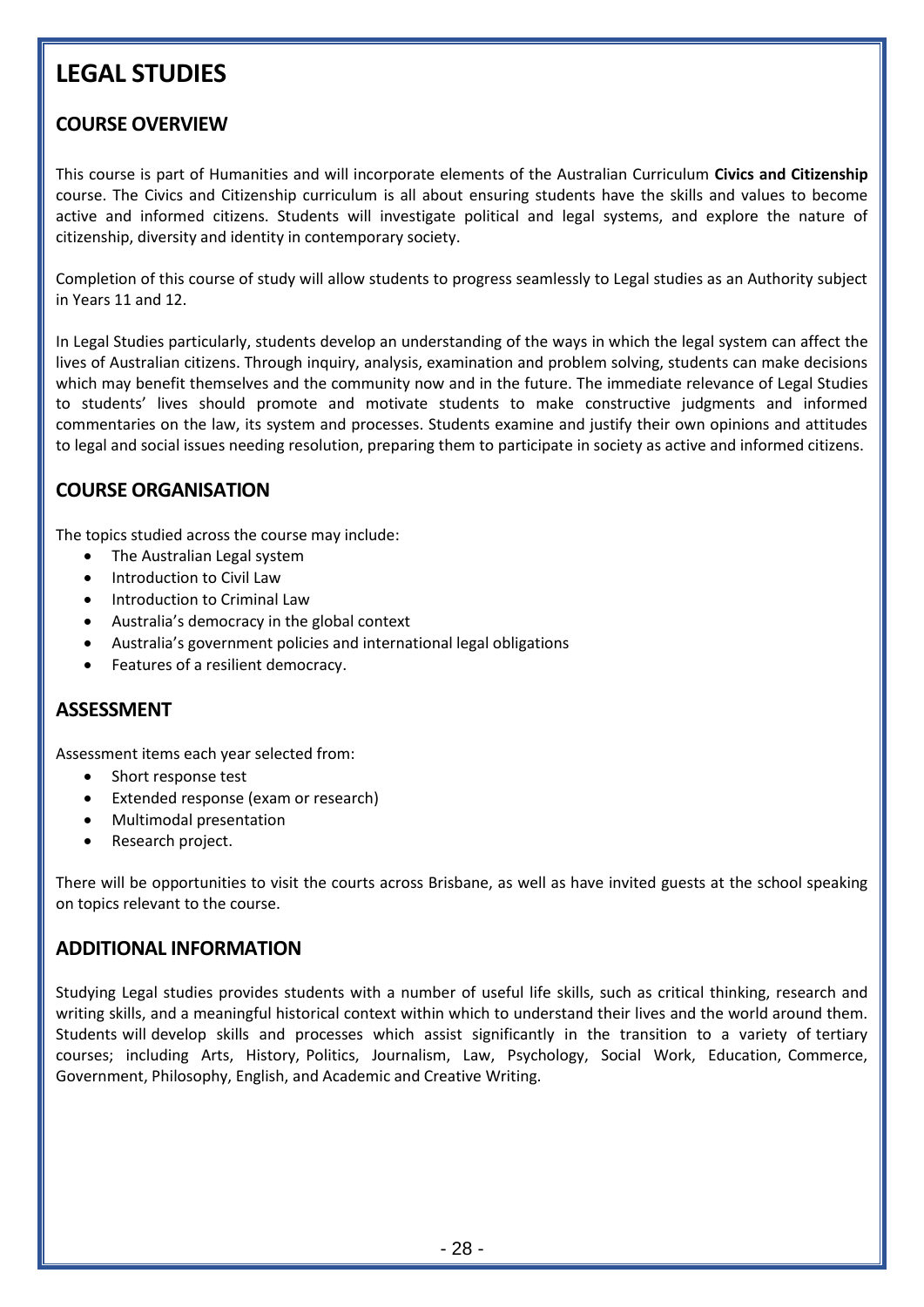# LEGAL STUDIES

## COURSE OVERVIEW

This course is part of Humanities and will incorporate elements of the Australian Curriculum **Civics and Citizenship** course. The Civics and Citizenship curriculum is all about ensuring students have the skills and values to become active and informed citizens. Students will investigate political and legal systems, and explore the nature of citizenship, diversity and identity in contemporary society.

Completion of this course of study will allow students to progress seamlessly to Legal studies as an Authority subject in Years 11 and 12.

In Legal Studies particularly, students develop an understanding of the ways in which the legal system can affect the lives of Australian citizens. Through inquiry, analysis, examination and problem solving, students can make decisions which may benefit themselves and the community now and in the future. The immediate relevance of Legal Studies to students' lives should promote and motivate students to make constructive judgments and informed commentaries on the law, its system and processes. Students examine and justify their own opinions and attitudes to legal and social issues needing resolution, preparing them to participate in society as active and informed citizens.

## COURSE ORGANISATION

The topics studied across the course may include:

- The Australian Legal system
- Introduction to Civil Law
- Introduction to Criminal Law
- Australia's democracy in the global context
- Australia's government policies and international legal obligations
- Features of a resilient democracy.

## ASSESSMENT

Assessment items each year selected from:

- Short response test
- Extended response (exam or research)
- Multimodal presentation
- Research project.

There will be opportunities to visit the courts across Brisbane, as well as have invited guests at the school speaking on topics relevant to the course.

## ADDITIONAL INFORMATION

Studying Legal studies provides students with a number of useful life skills, such as critical thinking, research and writing skills, and a meaningful historical context within which to understand their lives and the world around them. Students will develop skills and processes which assist significantly in the transition to a variety of tertiary courses; including Arts, History, Politics, Journalism, Law, Psychology, Social Work, Education, Commerce, Government, Philosophy, English, and Academic and Creative Writing.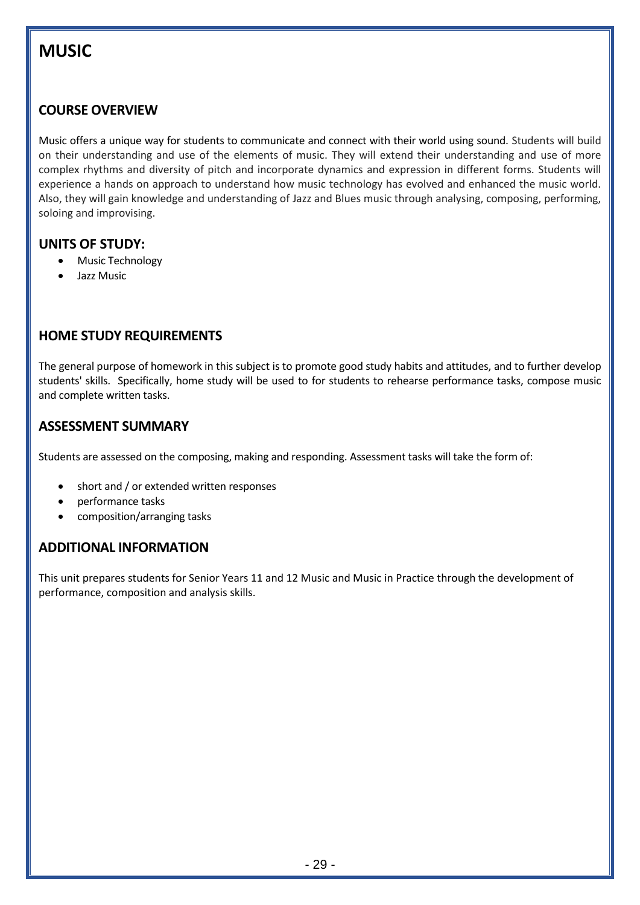# MUSIC

## COURSE OVERVIEW

Music offers a unique way for students to communicate and connect with their world using sound. Students will build on their understanding and use of the elements of music. They will extend their understanding and use of more complex rhythms and diversity of pitch and incorporate dynamics and expression in different forms. Students will experience a hands on approach to understand how music technology has evolved and enhanced the music world. Also, they will gain knowledge and understanding of Jazz and Blues music through analysing, composing, performing, soloing and improvising.

## UNITS OF STUDY:

- Music Technology
- Jazz Music

## HOME STUDY REQUIREMENTS

The general purpose of homework in this subject is to promote good study habits and attitudes, and to further develop students' skills. Specifically, home study will be used to for students to rehearse performance tasks, compose music and complete written tasks.

## ASSESSMENT SUMMARY

Students are assessed on the composing, making and responding. Assessment tasks will take the form of:

- short and / or extended written responses
- performance tasks
- composition/arranging tasks

## ADDITIONAL INFORMATION

This unit prepares students for Senior Years 11 and 12 Music and Music in Practice through the development of performance, composition and analysis skills.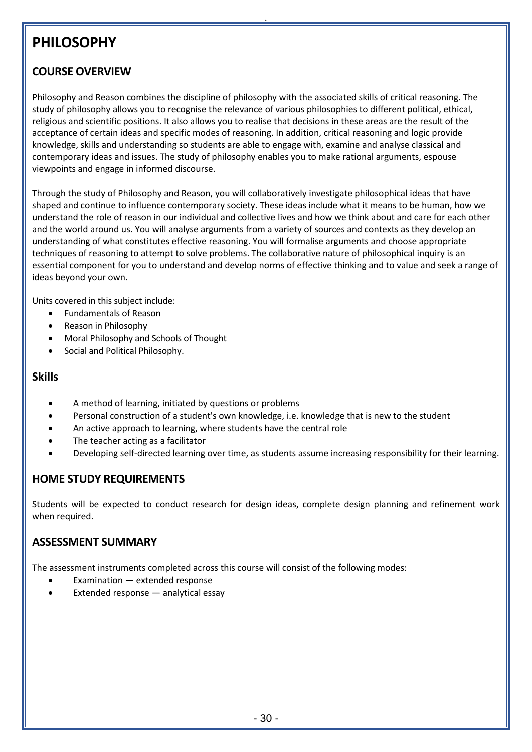# PHILOSOPHY

## COURSE OVERVIEW

Philosophy and Reason combines the discipline of philosophy with the associated skills of critical reasoning. The study of philosophy allows you to recognise the relevance of various philosophies to different political, ethical, religious and scientific positions. It also allows you to realise that decisions in these areas are the result of the acceptance of certain ideas and specific modes of reasoning. In addition, critical reasoning and logic provide knowledge, skills and understanding so students are able to engage with, examine and analyse classical and contemporary ideas and issues. The study of philosophy enables you to make rational arguments, espouse viewpoints and engage in informed discourse.

Through the study of Philosophy and Reason, you will collaboratively investigate philosophical ideas that have shaped and continue to influence contemporary society. These ideas include what it means to be human, how we understand the role of reason in our individual and collective lives and how we think about and care for each other and the world around us. You will analyse arguments from a variety of sources and contexts as they develop an understanding of what constitutes effective reasoning. You will formalise arguments and choose appropriate techniques of reasoning to attempt to solve problems. The collaborative nature of philosophical inquiry is an essential component for you to understand and develop norms of effective thinking and to value and seek a range of ideas beyond your own.

Units covered in this subject include:

- Fundamentals of Reason
- Reason in Philosophy
- Moral Philosophy and Schools of Thought
- Social and Political Philosophy.

## Skills

- A method of learning, initiated by questions or problems
- Personal construction of a student's own knowledge, i.e. knowledge that is new to the student
- An active approach to learning, where students have the central role
- The teacher acting as a facilitator
- Developing self-directed learning over time, as students assume increasing responsibility for their learning.

## HOME STUDY REQUIREMENTS

Students will be expected to conduct research for design ideas, complete design planning and refinement work when required.

## ASSESSMENT SUMMARY

The assessment instruments completed across this course will consist of the following modes:

- Examination — extended response
- Extended response — analytical essay